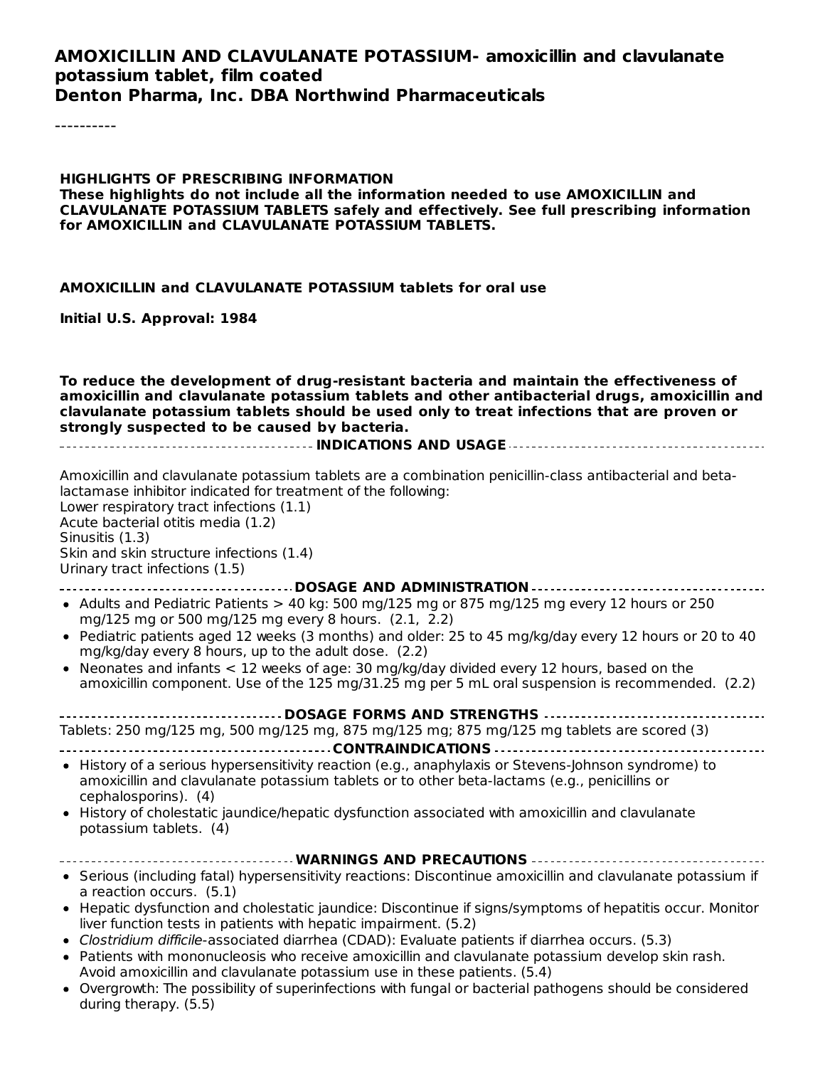# AMOXICILLIN AND CLAVULANATE POTASSIUM- amoxicillin and clavulanate potassium tablet, film coated

**Denton Pharma, Inc. DBA Northwind Pharmaceuticals**

----------

**HIGHLIGHTS OF PRESCRIBING INFORMATION**

**These highlights do not include all the information needed to use AMOXICILLIN and CLAVULANATE POTASSIUM TABLETS safely and effectively. See full prescribing information for AMOXICILLIN and CLAVULANATE POTASSIUM TABLETS.**

**AMOXICILLIN and CLAVULANATE POTASSIUM tablets for oral use**

**Initial U.S. Approval: 1984**

**To reduce the development of drug-resistant bacteria and maintain the effectiveness of amoxicillin and clavulanate potassium tablets and other antibacterial drugs, amoxicillin and clavulanate potassium tablets should be used only to treat infections that are proven or strongly suspected to be caused by bacteria.**

## INDICATIONS AND USAGE

Amoxicillin and clavulanate potassium tablets are a combination penicillin-class antibacterial and beta-lactamase inhibitor indicated for treatment of the following:

Lower respiratory tract infections (1.1)
Acute bacterial otitis media (1.2)
Sinusitis (1.3)
Skin and skin structure infections (1.4)
Urinary tract infections (1.5)

## DOSAGE AND ADMINISTRATION

- Adults and Pediatric Patients > 40 kg: 500 mg/125 mg or 875 mg/125 mg every 12 hours or 250 mg/125 mg or 500 mg/125 mg every 8 hours. (2.1, 2.2)
- Pediatric patients aged 12 weeks (3 months) and older: 25 to 45 mg/kg/day every 12 hours or 20 to 40 mg/kg/day every 8 hours, up to the adult dose. (2.2)
- Neonates and infants < 12 weeks of age: 30 mg/kg/day divided every 12 hours, based on the amoxicillin component. Use of the 125 mg/31.25 mg per 5 mL oral suspension is recommended. (2.2)

## DOSAGE FORMS AND STRENGTHS

Tablets: 250 mg/125 mg, 500 mg/125 mg, 875 mg/125 mg; 875 mg/125 mg tablets are scored (3)

## CONTRAINDICATIONS

- History of a serious hypersensitivity reaction (e.g., anaphylaxis or Stevens-Johnson syndrome) to amoxicillin and clavulanate potassium tablets or to other beta-lactams (e.g., penicillins or cephalosporins). (4)
- History of cholestatic jaundice/hepatic dysfunction associated with amoxicillin and clavulanate potassium tablets. (4)

## WARNINGS AND PRECAUTIONS

- Serious (including fatal) hypersensitivity reactions: Discontinue amoxicillin and clavulanate potassium if a reaction occurs. (5.1)
- Hepatic dysfunction and cholestatic jaundice: Discontinue if signs/symptoms of hepatitis occur. Monitor liver function tests in patients with hepatic impairment. (5.2)
- *Clostridium difficile*-associated diarrhea (CDAD): Evaluate patients if diarrhea occurs. (5.3)
- Patients with mononucleosis who receive amoxicillin and clavulanate potassium develop skin rash. Avoid amoxicillin and clavulanate potassium use in these patients. (5.4)
- Overgrowth: The possibility of superinfections with fungal or bacterial pathogens should be considered during therapy. (5.5)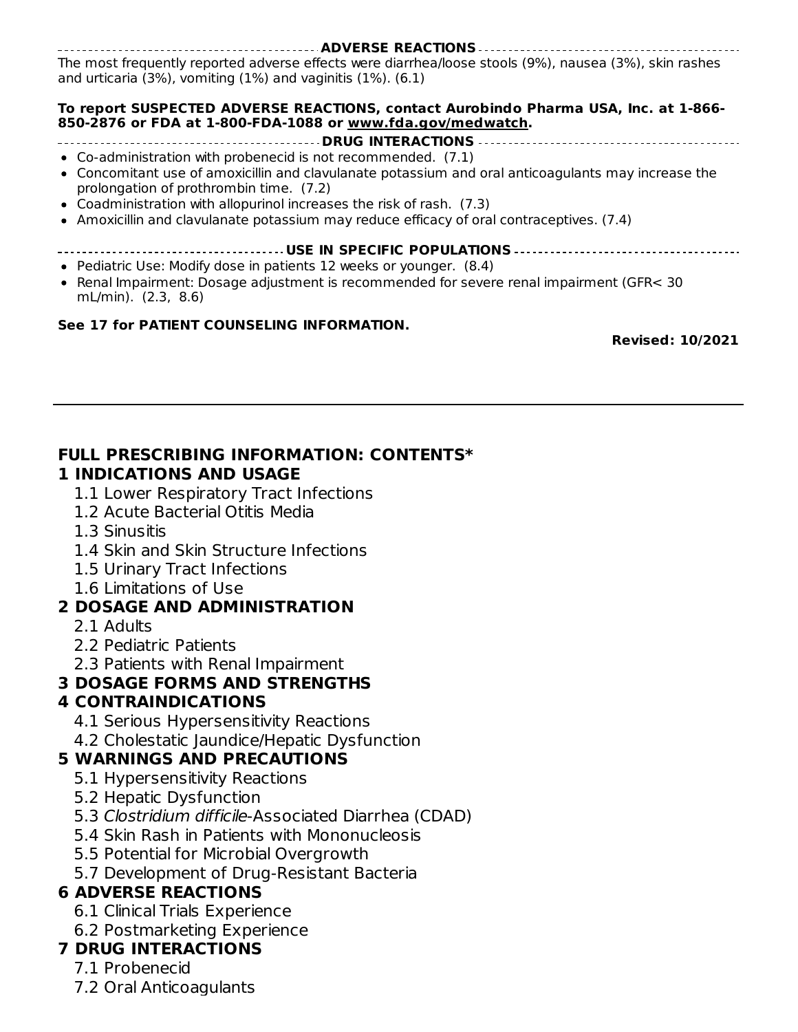## ADVERSE REACTIONS

The most frequently reported adverse effects were diarrhea/loose stools (9%), nausea (3%), skin rashes and urticaria (3%), vomiting (1%) and vaginitis (1%). (6.1)

**To report SUSPECTED ADVERSE REACTIONS, contact Aurobindo Pharma USA, Inc. at 1-866-850-2876 or FDA at 1-800-FDA-1088 or www.fda.gov/medwatch.**

## DRUG INTERACTIONS

- Co-administration with probenecid is not recommended. (7.1)
- Concomitant use of amoxicillin and clavulanate potassium and oral anticoagulants may increase the prolongation of prothrombin time. (7.2)
- Coadministration with allopurinol increases the risk of rash. (7.3)
- Amoxicillin and clavulanate potassium may reduce efficacy of oral contraceptives. (7.4)

## USE IN SPECIFIC POPULATIONS

- Pediatric Use: Modify dose in patients 12 weeks or younger. (8.4)
- Renal Impairment: Dosage adjustment is recommended for severe renal impairment (GFR< 30 mL/min). (2.3, 8.6)

**See 17 for PATIENT COUNSELING INFORMATION.**

**Revised: 10/2021**

---

## FULL PRESCRIBING INFORMATION: CONTENTS*

**1 INDICATIONS AND USAGE**
- 1.1 Lower Respiratory Tract Infections
- 1.2 Acute Bacterial Otitis Media
- 1.3 Sinusitis
- 1.4 Skin and Skin Structure Infections
- 1.5 Urinary Tract Infections
- 1.6 Limitations of Use

**2 DOSAGE AND ADMINISTRATION**
- 2.1 Adults
- 2.2 Pediatric Patients
- 2.3 Patients with Renal Impairment

**3 DOSAGE FORMS AND STRENGTHS**

**4 CONTRAINDICATIONS**
- 4.1 Serious Hypersensitivity Reactions
- 4.2 Cholestatic Jaundice/Hepatic Dysfunction

**5 WARNINGS AND PRECAUTIONS**
- 5.1 Hypersensitivity Reactions
- 5.2 Hepatic Dysfunction
- 5.3 *Clostridium difficile*-Associated Diarrhea (CDAD)
- 5.4 Skin Rash in Patients with Mononucleosis
- 5.5 Potential for Microbial Overgrowth
- 5.7 Development of Drug-Resistant Bacteria

**6 ADVERSE REACTIONS**
- 6.1 Clinical Trials Experience
- 6.2 Postmarketing Experience

**7 DRUG INTERACTIONS**
- 7.1 Probenecid
- 7.2 Oral Anticoagulants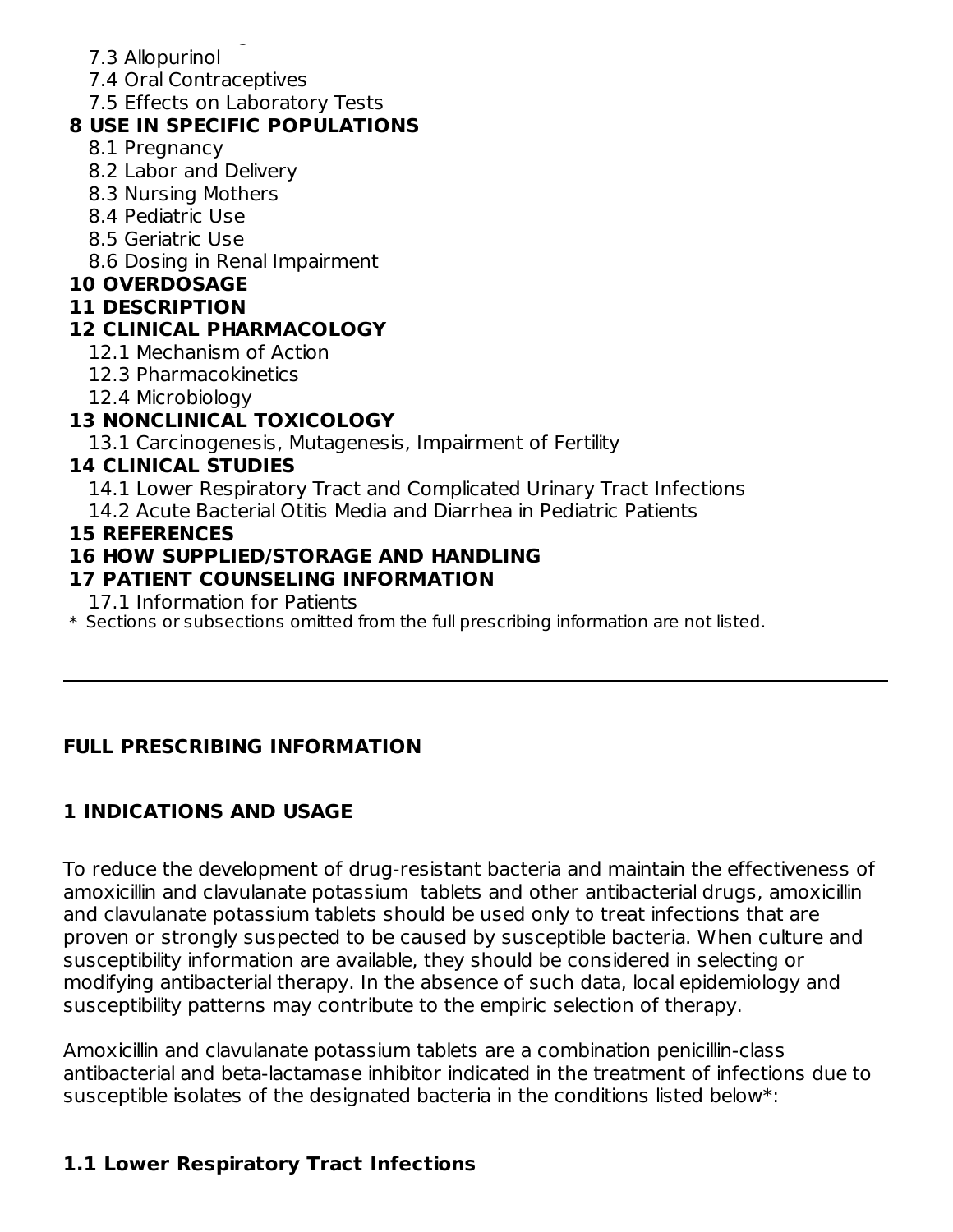7.3 Allopurinol
7.4 Oral Contraceptives
7.5 Effects on Laboratory Tests

**8 USE IN SPECIFIC POPULATIONS**

8.1 Pregnancy
8.2 Labor and Delivery
8.3 Nursing Mothers
8.4 Pediatric Use
8.5 Geriatric Use
8.6 Dosing in Renal Impairment

**10 OVERDOSAGE**

**11 DESCRIPTION**

**12 CLINICAL PHARMACOLOGY**

12.1 Mechanism of Action
12.3 Pharmacokinetics
12.4 Microbiology

**13 NONCLINICAL TOXICOLOGY**

13.1 Carcinogenesis, Mutagenesis, Impairment of Fertility

**14 CLINICAL STUDIES**

14.1 Lower Respiratory Tract and Complicated Urinary Tract Infections
14.2 Acute Bacterial Otitis Media and Diarrhea in Pediatric Patients

**15 REFERENCES**

**16 HOW SUPPLIED/STORAGE AND HANDLING**

**17 PATIENT COUNSELING INFORMATION**

17.1 Information for Patients

* Sections or subsections omitted from the full prescribing information are not listed.

---

## FULL PRESCRIBING INFORMATION

## 1 INDICATIONS AND USAGE

To reduce the development of drug-resistant bacteria and maintain the effectiveness of amoxicillin and clavulanate potassium tablets and other antibacterial drugs, amoxicillin and clavulanate potassium tablets should be used only to treat infections that are proven or strongly suspected to be caused by susceptible bacteria. When culture and susceptibility information are available, they should be considered in selecting or modifying antibacterial therapy. In the absence of such data, local epidemiology and susceptibility patterns may contribute to the empiric selection of therapy.

Amoxicillin and clavulanate potassium tablets are a combination penicillin-class antibacterial and beta-lactamase inhibitor indicated in the treatment of infections due to susceptible isolates of the designated bacteria in the conditions listed below*:

### 1.1 Lower Respiratory Tract Infections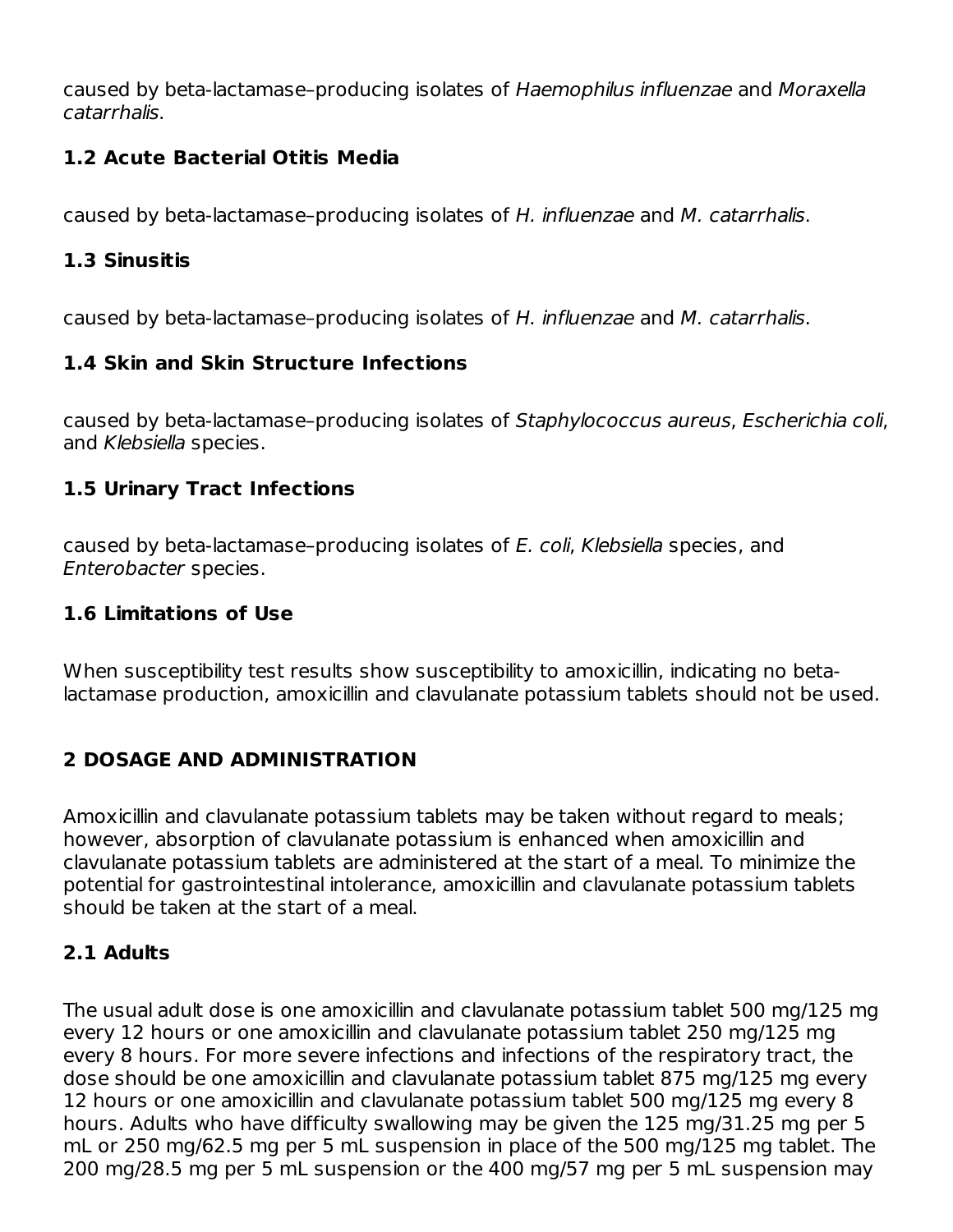caused by beta-lactamase–producing isolates of *Haemophilus influenzae* and *Moraxella catarrhalis*.

### 1.2 Acute Bacterial Otitis Media

caused by beta-lactamase–producing isolates of *H. influenzae* and *M. catarrhalis*.

### 1.3 Sinusitis

caused by beta-lactamase–producing isolates of *H. influenzae* and *M. catarrhalis*.

### 1.4 Skin and Skin Structure Infections

caused by beta-lactamase–producing isolates of *Staphylococcus aureus*, *Escherichia coli*, and *Klebsiella* species.

### 1.5 Urinary Tract Infections

caused by beta-lactamase–producing isolates of *E. coli*, *Klebsiella* species, and *Enterobacter* species.

### 1.6 Limitations of Use

When susceptibility test results show susceptibility to amoxicillin, indicating no beta-lactamase production, amoxicillin and clavulanate potassium tablets should not be used.

## 2 DOSAGE AND ADMINISTRATION

Amoxicillin and clavulanate potassium tablets may be taken without regard to meals; however, absorption of clavulanate potassium is enhanced when amoxicillin and clavulanate potassium tablets are administered at the start of a meal. To minimize the potential for gastrointestinal intolerance, amoxicillin and clavulanate potassium tablets should be taken at the start of a meal.

### 2.1 Adults

The usual adult dose is one amoxicillin and clavulanate potassium tablet 500 mg/125 mg every 12 hours or one amoxicillin and clavulanate potassium tablet 250 mg/125 mg every 8 hours. For more severe infections and infections of the respiratory tract, the dose should be one amoxicillin and clavulanate potassium tablet 875 mg/125 mg every 12 hours or one amoxicillin and clavulanate potassium tablet 500 mg/125 mg every 8 hours. Adults who have difficulty swallowing may be given the 125 mg/31.25 mg per 5 mL or 250 mg/62.5 mg per 5 mL suspension in place of the 500 mg/125 mg tablet. The 200 mg/28.5 mg per 5 mL suspension or the 400 mg/57 mg per 5 mL suspension may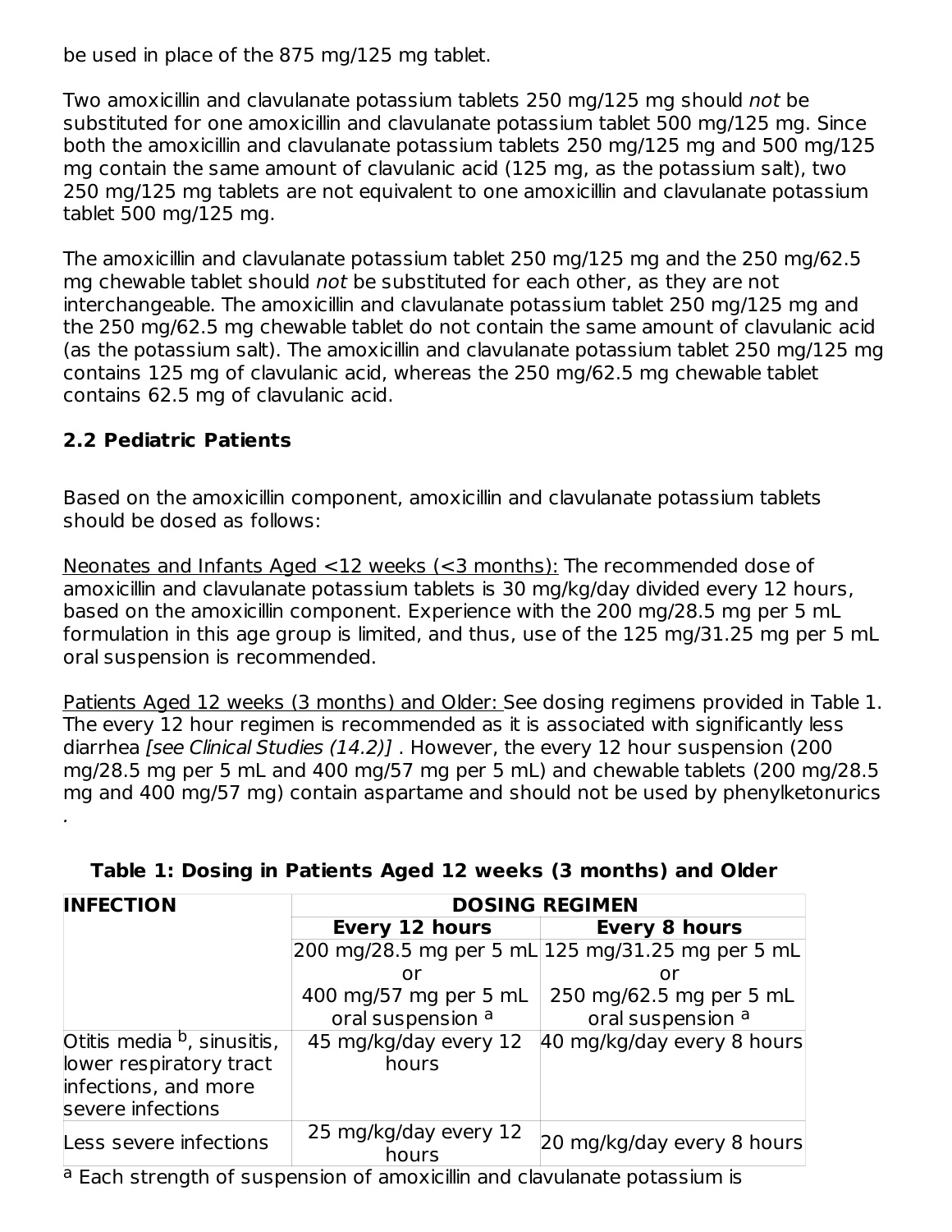be used in place of the 875 mg/125 mg tablet.

Two amoxicillin and clavulanate potassium tablets 250 mg/125 mg should *not* be substituted for one amoxicillin and clavulanate potassium tablet 500 mg/125 mg. Since both the amoxicillin and clavulanate potassium tablets 250 mg/125 mg and 500 mg/125 mg contain the same amount of clavulanic acid (125 mg, as the potassium salt), two 250 mg/125 mg tablets are not equivalent to one amoxicillin and clavulanate potassium tablet 500 mg/125 mg.

The amoxicillin and clavulanate potassium tablet 250 mg/125 mg and the 250 mg/62.5 mg chewable tablet should *not* be substituted for each other, as they are not interchangeable. The amoxicillin and clavulanate potassium tablet 250 mg/125 mg and the 250 mg/62.5 mg chewable tablet do not contain the same amount of clavulanic acid (as the potassium salt). The amoxicillin and clavulanate potassium tablet 250 mg/125 mg contains 125 mg of clavulanic acid, whereas the 250 mg/62.5 mg chewable tablet contains 62.5 mg of clavulanic acid.

## 2.2 Pediatric Patients

Based on the amoxicillin component, amoxicillin and clavulanate potassium tablets should be dosed as follows:

Neonates and Infants Aged <12 weeks (<3 months): The recommended dose of amoxicillin and clavulanate potassium tablets is 30 mg/kg/day divided every 12 hours, based on the amoxicillin component. Experience with the 200 mg/28.5 mg per 5 mL formulation in this age group is limited, and thus, use of the 125 mg/31.25 mg per 5 mL oral suspension is recommended.

Patients Aged 12 weeks (3 months) and Older: See dosing regimens provided in Table 1. The every 12 hour regimen is recommended as it is associated with significantly less diarrhea *[see Clinical Studies (14.2)]* . However, the every 12 hour suspension (200 mg/28.5 mg per 5 mL and 400 mg/57 mg per 5 mL) and chewable tablets (200 mg/28.5 mg and 400 mg/57 mg) contain aspartame and should not be used by phenylketonurics .

**Table 1: Dosing in Patients Aged 12 weeks (3 months) and Older**

| INFECTION | DOSING REGIMEN | |
|---|---|---|
| | **Every 12 hours** | **Every 8 hours** |
| | 200 mg/28.5 mg per 5 mL or 400 mg/57 mg per 5 mL oral suspension [a] | 125 mg/31.25 mg per 5 mL or 250 mg/62.5 mg per 5 mL oral suspension [a] |
| Otitis media [b], sinusitis, lower respiratory tract infections, and more severe infections | 45 mg/kg/day every 12 hours | 40 mg/kg/day every 8 hours |
| Less severe infections | 25 mg/kg/day every 12 hours | 20 mg/kg/day every 8 hours |

[a] Each strength of suspension of amoxicillin and clavulanate potassium is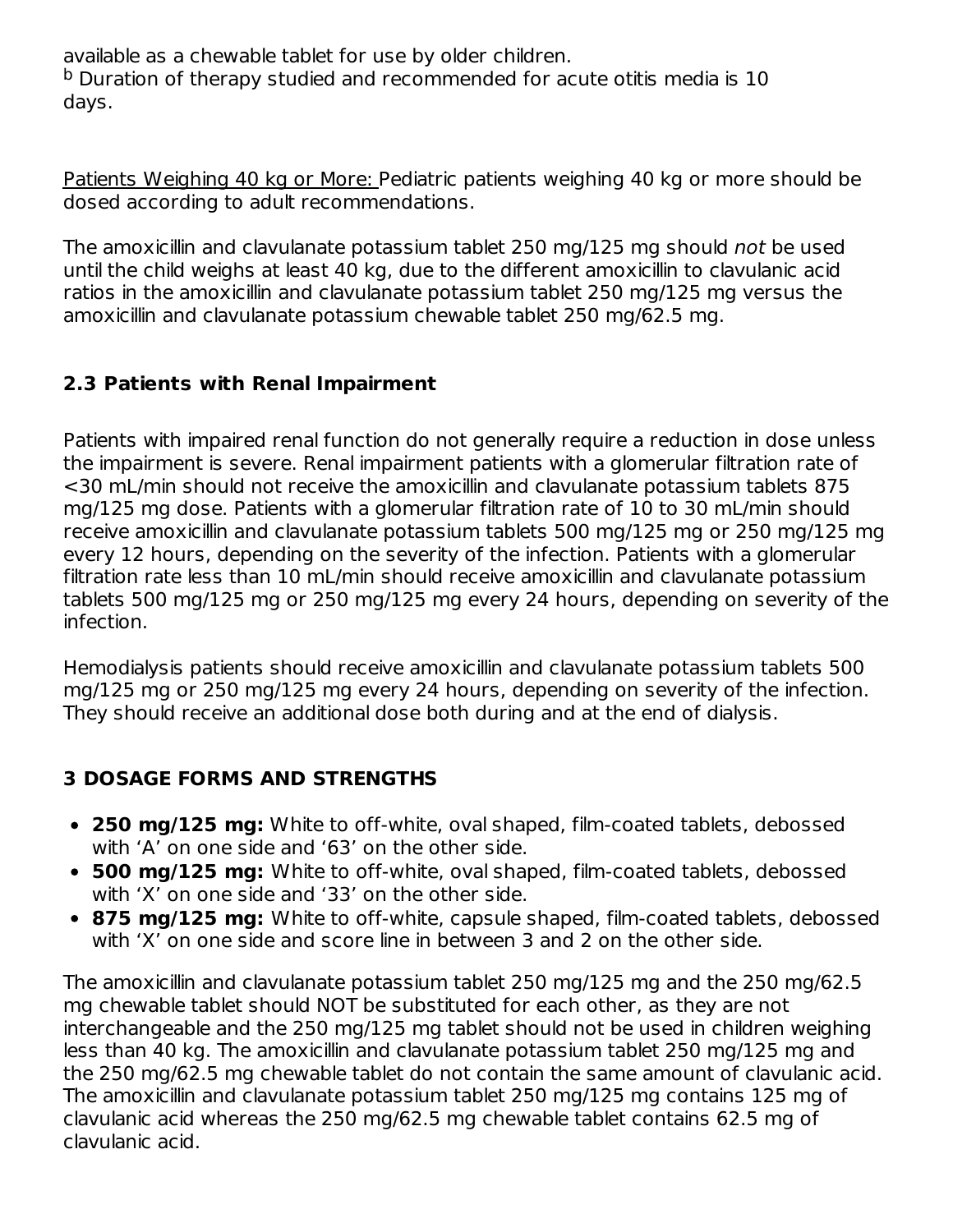available as a chewable tablet for use by older children.

[b] Duration of therapy studied and recommended for acute otitis media is 10 days.

Patients Weighing 40 kg or More: Pediatric patients weighing 40 kg or more should be dosed according to adult recommendations.

The amoxicillin and clavulanate potassium tablet 250 mg/125 mg should *not* be used until the child weighs at least 40 kg, due to the different amoxicillin to clavulanic acid ratios in the amoxicillin and clavulanate potassium tablet 250 mg/125 mg versus the amoxicillin and clavulanate potassium chewable tablet 250 mg/62.5 mg.

### 2.3 Patients with Renal Impairment

Patients with impaired renal function do not generally require a reduction in dose unless the impairment is severe. Renal impairment patients with a glomerular filtration rate of <30 mL/min should not receive the amoxicillin and clavulanate potassium tablets 875 mg/125 mg dose. Patients with a glomerular filtration rate of 10 to 30 mL/min should receive amoxicillin and clavulanate potassium tablets 500 mg/125 mg or 250 mg/125 mg every 12 hours, depending on the severity of the infection. Patients with a glomerular filtration rate less than 10 mL/min should receive amoxicillin and clavulanate potassium tablets 500 mg/125 mg or 250 mg/125 mg every 24 hours, depending on severity of the infection.

Hemodialysis patients should receive amoxicillin and clavulanate potassium tablets 500 mg/125 mg or 250 mg/125 mg every 24 hours, depending on severity of the infection. They should receive an additional dose both during and at the end of dialysis.

## 3 DOSAGE FORMS AND STRENGTHS

- **250 mg/125 mg:** White to off-white, oval shaped, film-coated tablets, debossed with ‘A’ on one side and ‘63’ on the other side.
- **500 mg/125 mg:** White to off-white, oval shaped, film-coated tablets, debossed with ‘X’ on one side and ‘33’ on the other side.
- **875 mg/125 mg:** White to off-white, capsule shaped, film-coated tablets, debossed with ‘X’ on one side and score line in between 3 and 2 on the other side.

The amoxicillin and clavulanate potassium tablet 250 mg/125 mg and the 250 mg/62.5 mg chewable tablet should NOT be substituted for each other, as they are not interchangeable and the 250 mg/125 mg tablet should not be used in children weighing less than 40 kg. The amoxicillin and clavulanate potassium tablet 250 mg/125 mg and the 250 mg/62.5 mg chewable tablet do not contain the same amount of clavulanic acid. The amoxicillin and clavulanate potassium tablet 250 mg/125 mg contains 125 mg of clavulanic acid whereas the 250 mg/62.5 mg chewable tablet contains 62.5 mg of clavulanic acid.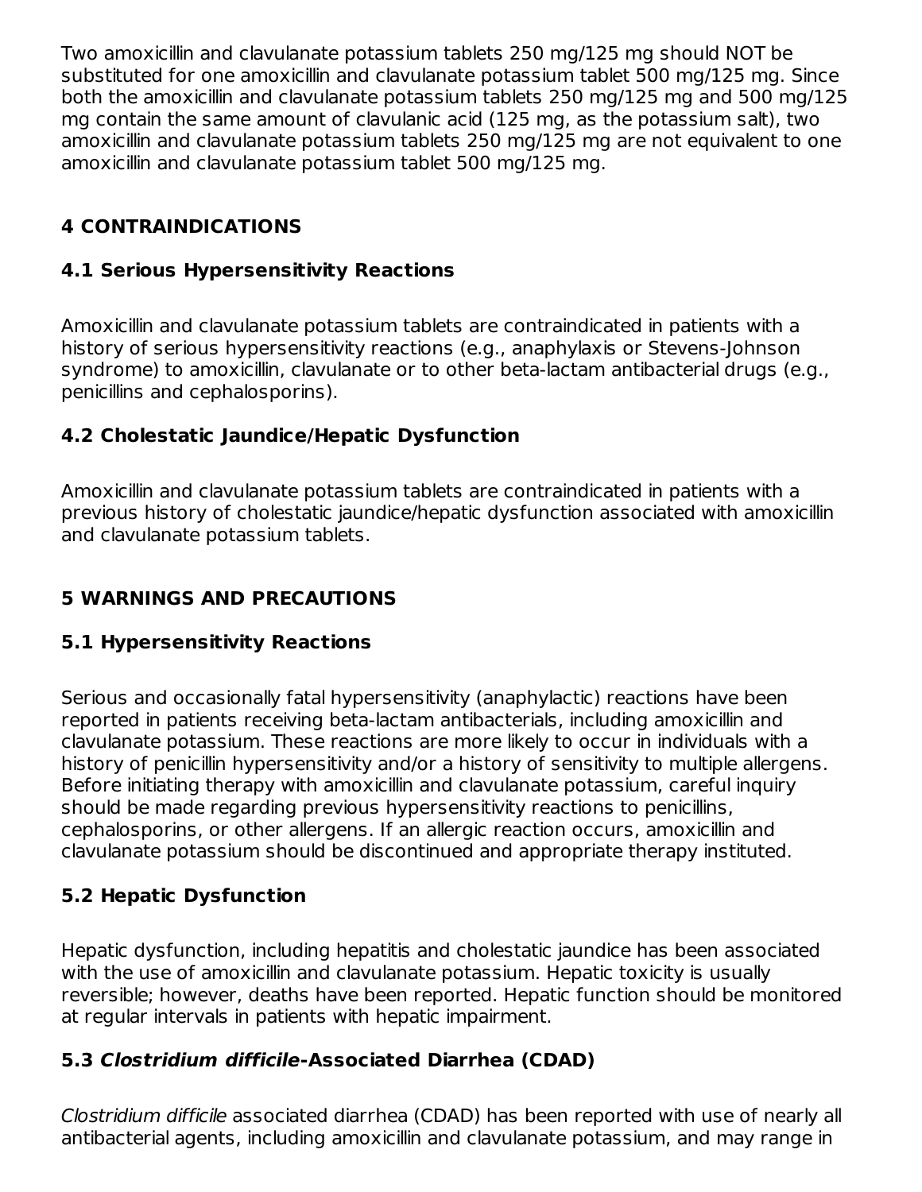Two amoxicillin and clavulanate potassium tablets 250 mg/125 mg should NOT be substituted for one amoxicillin and clavulanate potassium tablet 500 mg/125 mg. Since both the amoxicillin and clavulanate potassium tablets 250 mg/125 mg and 500 mg/125 mg contain the same amount of clavulanic acid (125 mg, as the potassium salt), two amoxicillin and clavulanate potassium tablets 250 mg/125 mg are not equivalent to one amoxicillin and clavulanate potassium tablet 500 mg/125 mg.

## 4 CONTRAINDICATIONS

### 4.1 Serious Hypersensitivity Reactions

Amoxicillin and clavulanate potassium tablets are contraindicated in patients with a history of serious hypersensitivity reactions (e.g., anaphylaxis or Stevens-Johnson syndrome) to amoxicillin, clavulanate or to other beta-lactam antibacterial drugs (e.g., penicillins and cephalosporins).

### 4.2 Cholestatic Jaundice/Hepatic Dysfunction

Amoxicillin and clavulanate potassium tablets are contraindicated in patients with a previous history of cholestatic jaundice/hepatic dysfunction associated with amoxicillin and clavulanate potassium tablets.

## 5 WARNINGS AND PRECAUTIONS

### 5.1 Hypersensitivity Reactions

Serious and occasionally fatal hypersensitivity (anaphylactic) reactions have been reported in patients receiving beta-lactam antibacterials, including amoxicillin and clavulanate potassium. These reactions are more likely to occur in individuals with a history of penicillin hypersensitivity and/or a history of sensitivity to multiple allergens. Before initiating therapy with amoxicillin and clavulanate potassium, careful inquiry should be made regarding previous hypersensitivity reactions to penicillins, cephalosporins, or other allergens. If an allergic reaction occurs, amoxicillin and clavulanate potassium should be discontinued and appropriate therapy instituted.

### 5.2 Hepatic Dysfunction

Hepatic dysfunction, including hepatitis and cholestatic jaundice has been associated with the use of amoxicillin and clavulanate potassium. Hepatic toxicity is usually reversible; however, deaths have been reported. Hepatic function should be monitored at regular intervals in patients with hepatic impairment.

### 5.3 *Clostridium difficile*-Associated Diarrhea (CDAD)

*Clostridium difficile* associated diarrhea (CDAD) has been reported with use of nearly all antibacterial agents, including amoxicillin and clavulanate potassium, and may range in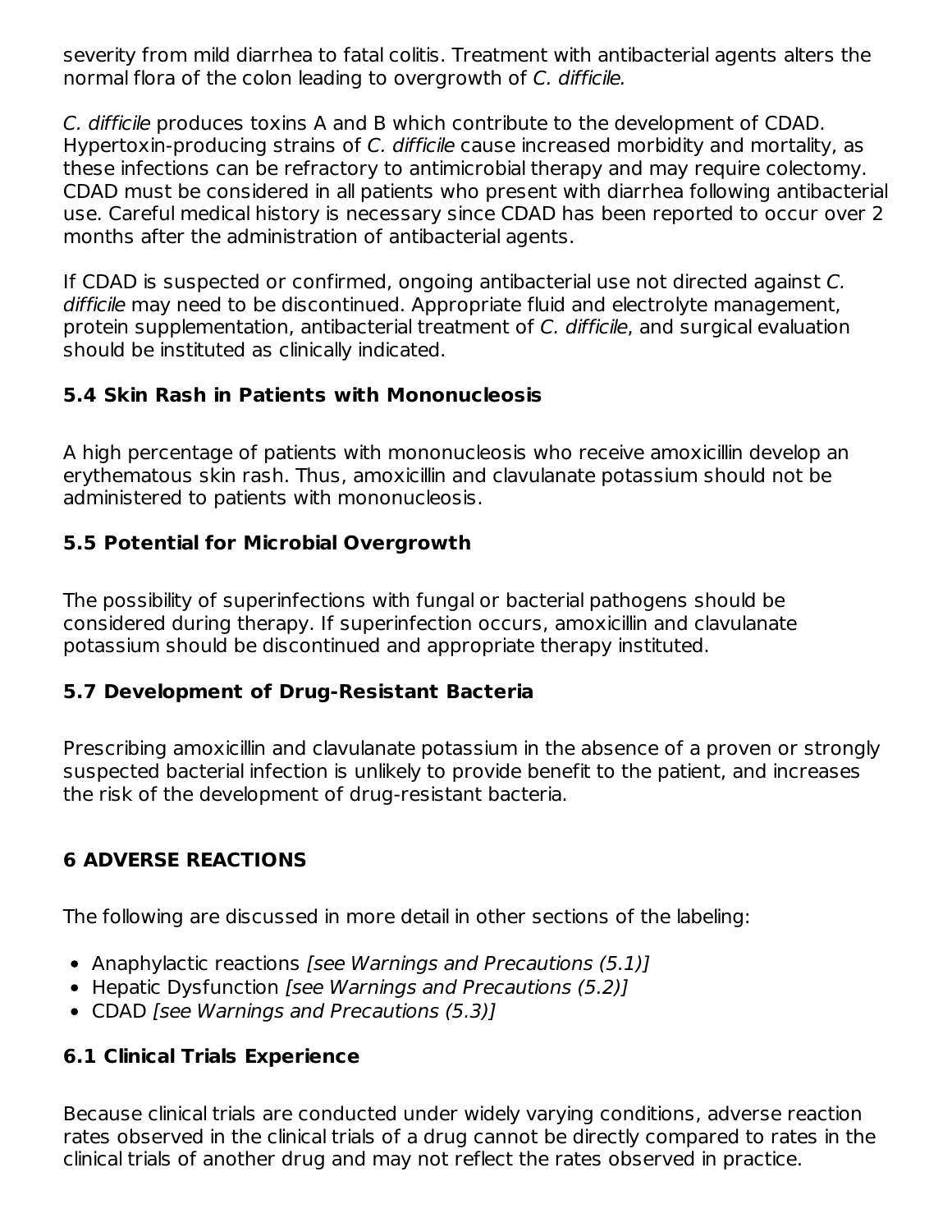severity from mild diarrhea to fatal colitis. Treatment with antibacterial agents alters the normal flora of the colon leading to overgrowth of *C. difficile.*

*C. difficile* produces toxins A and B which contribute to the development of CDAD. Hypertoxin-producing strains of *C. difficile* cause increased morbidity and mortality, as these infections can be refractory to antimicrobial therapy and may require colectomy. CDAD must be considered in all patients who present with diarrhea following antibacterial use. Careful medical history is necessary since CDAD has been reported to occur over 2 months after the administration of antibacterial agents.

If CDAD is suspected or confirmed, ongoing antibacterial use not directed against *C. difficile* may need to be discontinued. Appropriate fluid and electrolyte management, protein supplementation, antibacterial treatment of *C. difficile*, and surgical evaluation should be instituted as clinically indicated.

### 5.4 Skin Rash in Patients with Mononucleosis

A high percentage of patients with mononucleosis who receive amoxicillin develop an erythematous skin rash. Thus, amoxicillin and clavulanate potassium should not be administered to patients with mononucleosis.

### 5.5 Potential for Microbial Overgrowth

The possibility of superinfections with fungal or bacterial pathogens should be considered during therapy. If superinfection occurs, amoxicillin and clavulanate potassium should be discontinued and appropriate therapy instituted.

### 5.7 Development of Drug-Resistant Bacteria

Prescribing amoxicillin and clavulanate potassium in the absence of a proven or strongly suspected bacterial infection is unlikely to provide benefit to the patient, and increases the risk of the development of drug-resistant bacteria.

## 6 ADVERSE REACTIONS

The following are discussed in more detail in other sections of the labeling:

- Anaphylactic reactions *[see Warnings and Precautions (5.1)]*
- Hepatic Dysfunction *[see Warnings and Precautions (5.2)]*
- CDAD *[see Warnings and Precautions (5.3)]*

### 6.1 Clinical Trials Experience

Because clinical trials are conducted under widely varying conditions, adverse reaction rates observed in the clinical trials of a drug cannot be directly compared to rates in the clinical trials of another drug and may not reflect the rates observed in practice.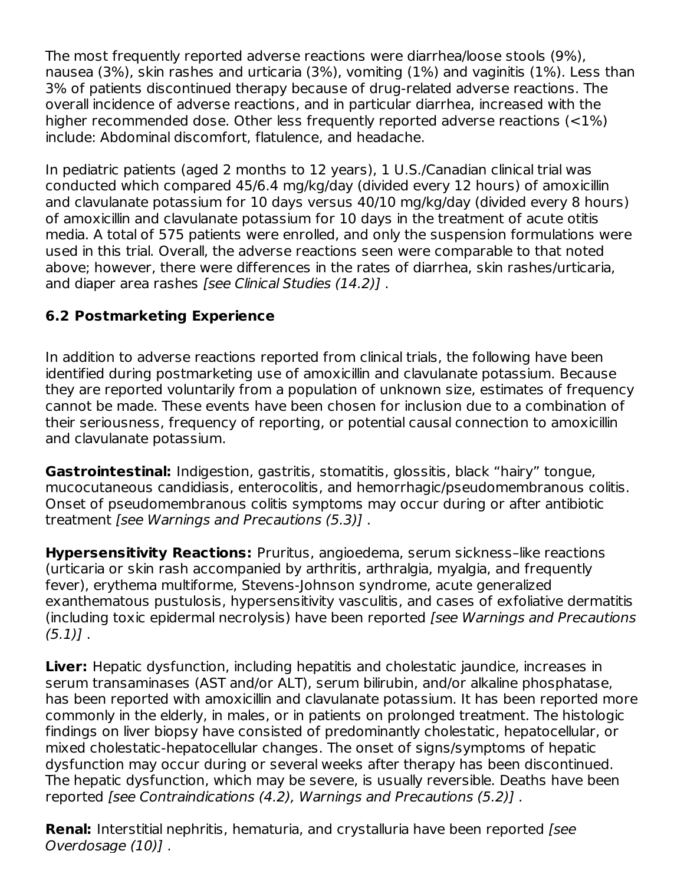The most frequently reported adverse reactions were diarrhea/loose stools (9%), nausea (3%), skin rashes and urticaria (3%), vomiting (1%) and vaginitis (1%). Less than 3% of patients discontinued therapy because of drug-related adverse reactions. The overall incidence of adverse reactions, and in particular diarrhea, increased with the higher recommended dose. Other less frequently reported adverse reactions (<1%) include: Abdominal discomfort, flatulence, and headache.

In pediatric patients (aged 2 months to 12 years), 1 U.S./Canadian clinical trial was conducted which compared 45/6.4 mg/kg/day (divided every 12 hours) of amoxicillin and clavulanate potassium for 10 days versus 40/10 mg/kg/day (divided every 8 hours) of amoxicillin and clavulanate potassium for 10 days in the treatment of acute otitis media. A total of 575 patients were enrolled, and only the suspension formulations were used in this trial. Overall, the adverse reactions seen were comparable to that noted above; however, there were differences in the rates of diarrhea, skin rashes/urticaria, and diaper area rashes *[see Clinical Studies (14.2)]* .

### 6.2 Postmarketing Experience

In addition to adverse reactions reported from clinical trials, the following have been identified during postmarketing use of amoxicillin and clavulanate potassium. Because they are reported voluntarily from a population of unknown size, estimates of frequency cannot be made. These events have been chosen for inclusion due to a combination of their seriousness, frequency of reporting, or potential causal connection to amoxicillin and clavulanate potassium.

**Gastrointestinal:** Indigestion, gastritis, stomatitis, glossitis, black "hairy" tongue, mucocutaneous candidiasis, enterocolitis, and hemorrhagic/pseudomembranous colitis. Onset of pseudomembranous colitis symptoms may occur during or after antibiotic treatment *[see Warnings and Precautions (5.3)]* .

**Hypersensitivity Reactions:** Pruritus, angioedema, serum sickness–like reactions (urticaria or skin rash accompanied by arthritis, arthralgia, myalgia, and frequently fever), erythema multiforme, Stevens-Johnson syndrome, acute generalized exanthematous pustulosis, hypersensitivity vasculitis, and cases of exfoliative dermatitis (including toxic epidermal necrolysis) have been reported *[see Warnings and Precautions (5.1)]* .

**Liver:** Hepatic dysfunction, including hepatitis and cholestatic jaundice, increases in serum transaminases (AST and/or ALT), serum bilirubin, and/or alkaline phosphatase, has been reported with amoxicillin and clavulanate potassium. It has been reported more commonly in the elderly, in males, or in patients on prolonged treatment. The histologic findings on liver biopsy have consisted of predominantly cholestatic, hepatocellular, or mixed cholestatic-hepatocellular changes. The onset of signs/symptoms of hepatic dysfunction may occur during or several weeks after therapy has been discontinued. The hepatic dysfunction, which may be severe, is usually reversible. Deaths have been reported *[see Contraindications (4.2), Warnings and Precautions (5.2)]* .

**Renal:** Interstitial nephritis, hematuria, and crystalluria have been reported *[see Overdosage (10)]* .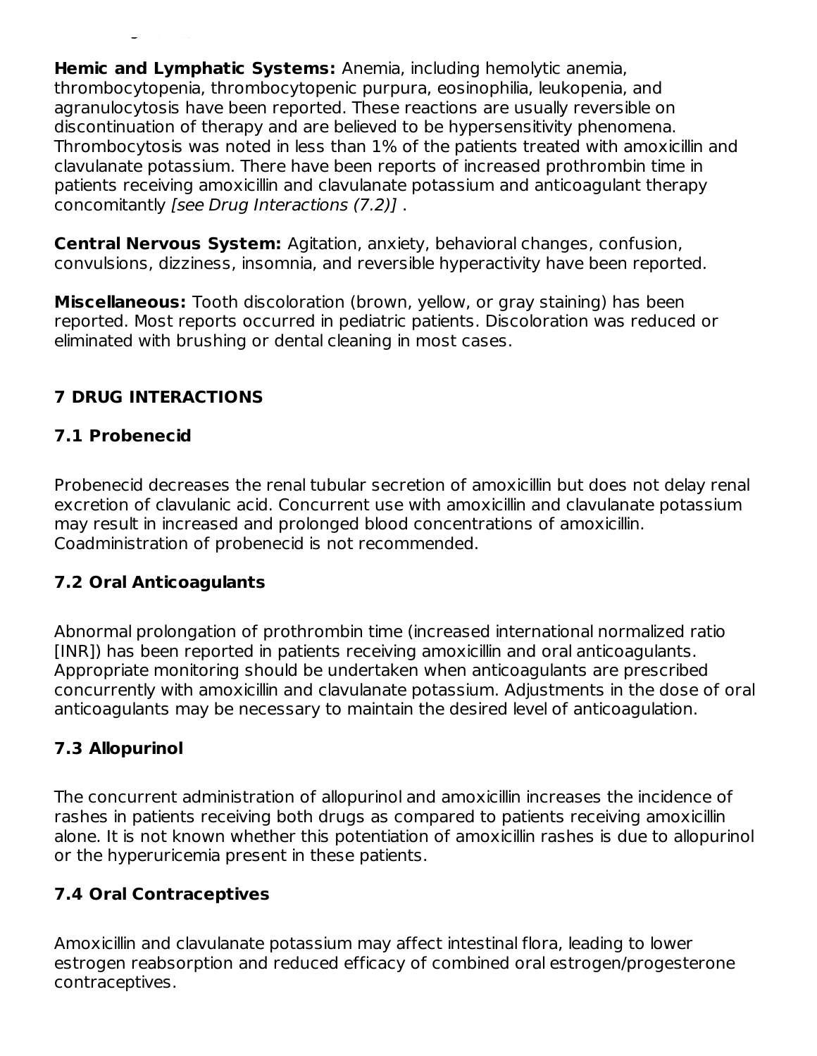**Hemic and Lymphatic Systems:** Anemia, including hemolytic anemia, thrombocytopenia, thrombocytopenic purpura, eosinophilia, leukopenia, and agranulocytosis have been reported. These reactions are usually reversible on discontinuation of therapy and are believed to be hypersensitivity phenomena. Thrombocytosis was noted in less than 1% of the patients treated with amoxicillin and clavulanate potassium. There have been reports of increased prothrombin time in patients receiving amoxicillin and clavulanate potassium and anticoagulant therapy concomitantly *[see Drug Interactions (7.2)]* .

**Central Nervous System:** Agitation, anxiety, behavioral changes, confusion, convulsions, dizziness, insomnia, and reversible hyperactivity have been reported.

**Miscellaneous:** Tooth discoloration (brown, yellow, or gray staining) has been reported. Most reports occurred in pediatric patients. Discoloration was reduced or eliminated with brushing or dental cleaning in most cases.

## 7 DRUG INTERACTIONS

### 7.1 Probenecid

Probenecid decreases the renal tubular secretion of amoxicillin but does not delay renal excretion of clavulanic acid. Concurrent use with amoxicillin and clavulanate potassium may result in increased and prolonged blood concentrations of amoxicillin. Coadministration of probenecid is not recommended.

### 7.2 Oral Anticoagulants

Abnormal prolongation of prothrombin time (increased international normalized ratio [INR]) has been reported in patients receiving amoxicillin and oral anticoagulants. Appropriate monitoring should be undertaken when anticoagulants are prescribed concurrently with amoxicillin and clavulanate potassium. Adjustments in the dose of oral anticoagulants may be necessary to maintain the desired level of anticoagulation.

### 7.3 Allopurinol

The concurrent administration of allopurinol and amoxicillin increases the incidence of rashes in patients receiving both drugs as compared to patients receiving amoxicillin alone. It is not known whether this potentiation of amoxicillin rashes is due to allopurinol or the hyperuricemia present in these patients.

### 7.4 Oral Contraceptives

Amoxicillin and clavulanate potassium may affect intestinal flora, leading to lower estrogen reabsorption and reduced efficacy of combined oral estrogen/progesterone contraceptives.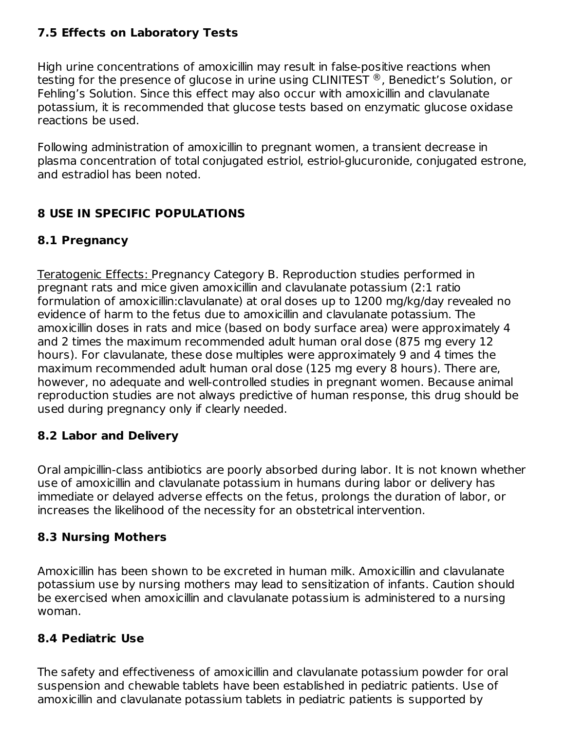### 7.5 Effects on Laboratory Tests

High urine concentrations of amoxicillin may result in false-positive reactions when testing for the presence of glucose in urine using CLINITEST ®, Benedict's Solution, or Fehling's Solution. Since this effect may also occur with amoxicillin and clavulanate potassium, it is recommended that glucose tests based on enzymatic glucose oxidase reactions be used.

Following administration of amoxicillin to pregnant women, a transient decrease in plasma concentration of total conjugated estriol, estriol-glucuronide, conjugated estrone, and estradiol has been noted.

## 8 USE IN SPECIFIC POPULATIONS

### 8.1 Pregnancy

Teratogenic Effects: Pregnancy Category B. Reproduction studies performed in pregnant rats and mice given amoxicillin and clavulanate potassium (2:1 ratio formulation of amoxicillin:clavulanate) at oral doses up to 1200 mg/kg/day revealed no evidence of harm to the fetus due to amoxicillin and clavulanate potassium. The amoxicillin doses in rats and mice (based on body surface area) were approximately 4 and 2 times the maximum recommended adult human oral dose (875 mg every 12 hours). For clavulanate, these dose multiples were approximately 9 and 4 times the maximum recommended adult human oral dose (125 mg every 8 hours). There are, however, no adequate and well-controlled studies in pregnant women. Because animal reproduction studies are not always predictive of human response, this drug should be used during pregnancy only if clearly needed.

### 8.2 Labor and Delivery

Oral ampicillin-class antibiotics are poorly absorbed during labor. It is not known whether use of amoxicillin and clavulanate potassium in humans during labor or delivery has immediate or delayed adverse effects on the fetus, prolongs the duration of labor, or increases the likelihood of the necessity for an obstetrical intervention.

### 8.3 Nursing Mothers

Amoxicillin has been shown to be excreted in human milk. Amoxicillin and clavulanate potassium use by nursing mothers may lead to sensitization of infants. Caution should be exercised when amoxicillin and clavulanate potassium is administered to a nursing woman.

### 8.4 Pediatric Use

The safety and effectiveness of amoxicillin and clavulanate potassium powder for oral suspension and chewable tablets have been established in pediatric patients. Use of amoxicillin and clavulanate potassium tablets in pediatric patients is supported by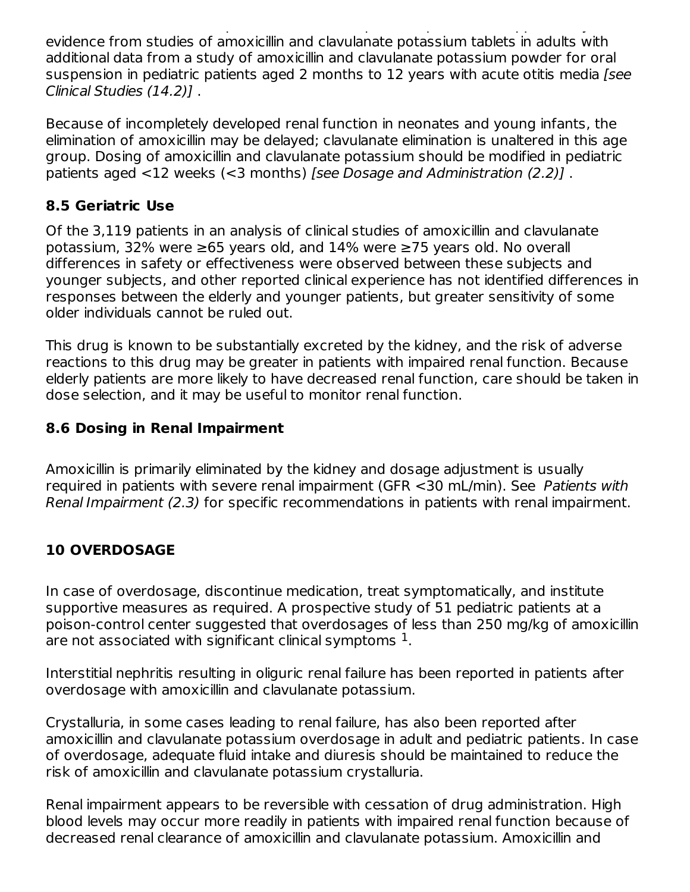evidence from studies of amoxicillin and clavulanate potassium tablets in adults with additional data from a study of amoxicillin and clavulanate potassium powder for oral suspension in pediatric patients aged 2 months to 12 years with acute otitis media *[see Clinical Studies (14.2)]* .

Because of incompletely developed renal function in neonates and young infants, the elimination of amoxicillin may be delayed; clavulanate elimination is unaltered in this age group. Dosing of amoxicillin and clavulanate potassium should be modified in pediatric patients aged <12 weeks (<3 months) *[see Dosage and Administration (2.2)]* .

### 8.5 Geriatric Use

Of the 3,119 patients in an analysis of clinical studies of amoxicillin and clavulanate potassium, 32% were ≥65 years old, and 14% were ≥75 years old. No overall differences in safety or effectiveness were observed between these subjects and younger subjects, and other reported clinical experience has not identified differences in responses between the elderly and younger patients, but greater sensitivity of some older individuals cannot be ruled out.

This drug is known to be substantially excreted by the kidney, and the risk of adverse reactions to this drug may be greater in patients with impaired renal function. Because elderly patients are more likely to have decreased renal function, care should be taken in dose selection, and it may be useful to monitor renal function.

### 8.6 Dosing in Renal Impairment

Amoxicillin is primarily eliminated by the kidney and dosage adjustment is usually required in patients with severe renal impairment (GFR <30 mL/min). See *Patients with Renal Impairment (2.3)* for specific recommendations in patients with renal impairment.

## 10 OVERDOSAGE

In case of overdosage, discontinue medication, treat symptomatically, and institute supportive measures as required. A prospective study of 51 pediatric patients at a poison-control center suggested that overdosages of less than 250 mg/kg of amoxicillin are not associated with significant clinical symptoms [1].

Interstitial nephritis resulting in oliguric renal failure has been reported in patients after overdosage with amoxicillin and clavulanate potassium.

Crystalluria, in some cases leading to renal failure, has also been reported after amoxicillin and clavulanate potassium overdosage in adult and pediatric patients. In case of overdosage, adequate fluid intake and diuresis should be maintained to reduce the risk of amoxicillin and clavulanate potassium crystalluria.

Renal impairment appears to be reversible with cessation of drug administration. High blood levels may occur more readily in patients with impaired renal function because of decreased renal clearance of amoxicillin and clavulanate potassium. Amoxicillin and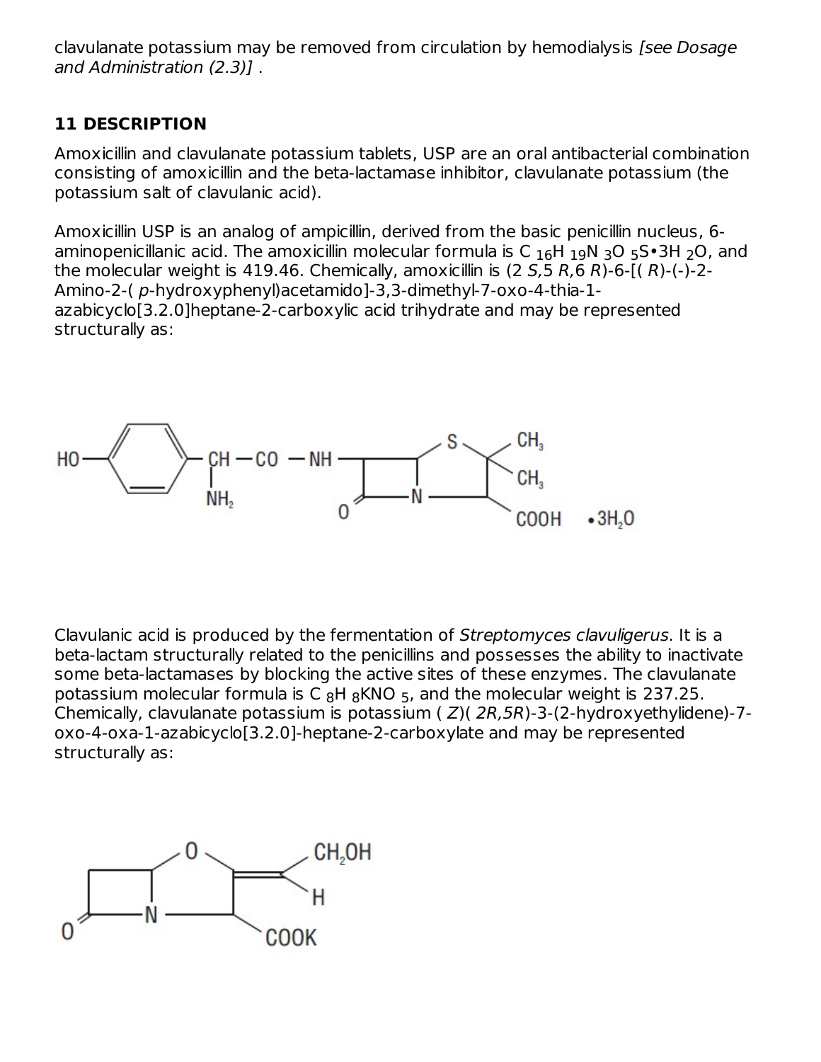clavulanate potassium may be removed from circulation by hemodialysis *[see Dosage and Administration (2.3)]* .

## 11 DESCRIPTION

Amoxicillin and clavulanate potassium tablets, USP are an oral antibacterial combination consisting of amoxicillin and the beta-lactamase inhibitor, clavulanate potassium (the potassium salt of clavulanic acid).

Amoxicillin USP is an analog of ampicillin, derived from the basic penicillin nucleus, 6-aminopenicillanic acid. The amoxicillin molecular formula is $C_{16}H_{19}N_3O_5S \bullet 3H_2O$, and the molecular weight is 419.46. Chemically, amoxicillin is (2 *S*,5 *R*,6 *R*)-6-[( *R*)-(-)-2-Amino-2-( *p*-hydroxyphenyl)acetamido]-3,3-dimethyl-7-oxo-4-thia-1-azabicyclo[3.2.0]heptane-2-carboxylic acid trihydrate and may be represented structurally as:

Clavulanic acid is produced by the fermentation of *Streptomyces clavuligerus*. It is a beta-lactam structurally related to the penicillins and possesses the ability to inactivate some beta-lactamases by blocking the active sites of these enzymes. The clavulanate potassium molecular formula is $C_8H_8KNO_5$, and the molecular weight is 237.25. Chemically, clavulanate potassium is potassium ( *Z*)( *2R,5R*)-3-(2-hydroxyethylidene)-7-oxo-4-oxa-1-azabicyclo[3.2.0]-heptane-2-carboxylate and may be represented structurally as: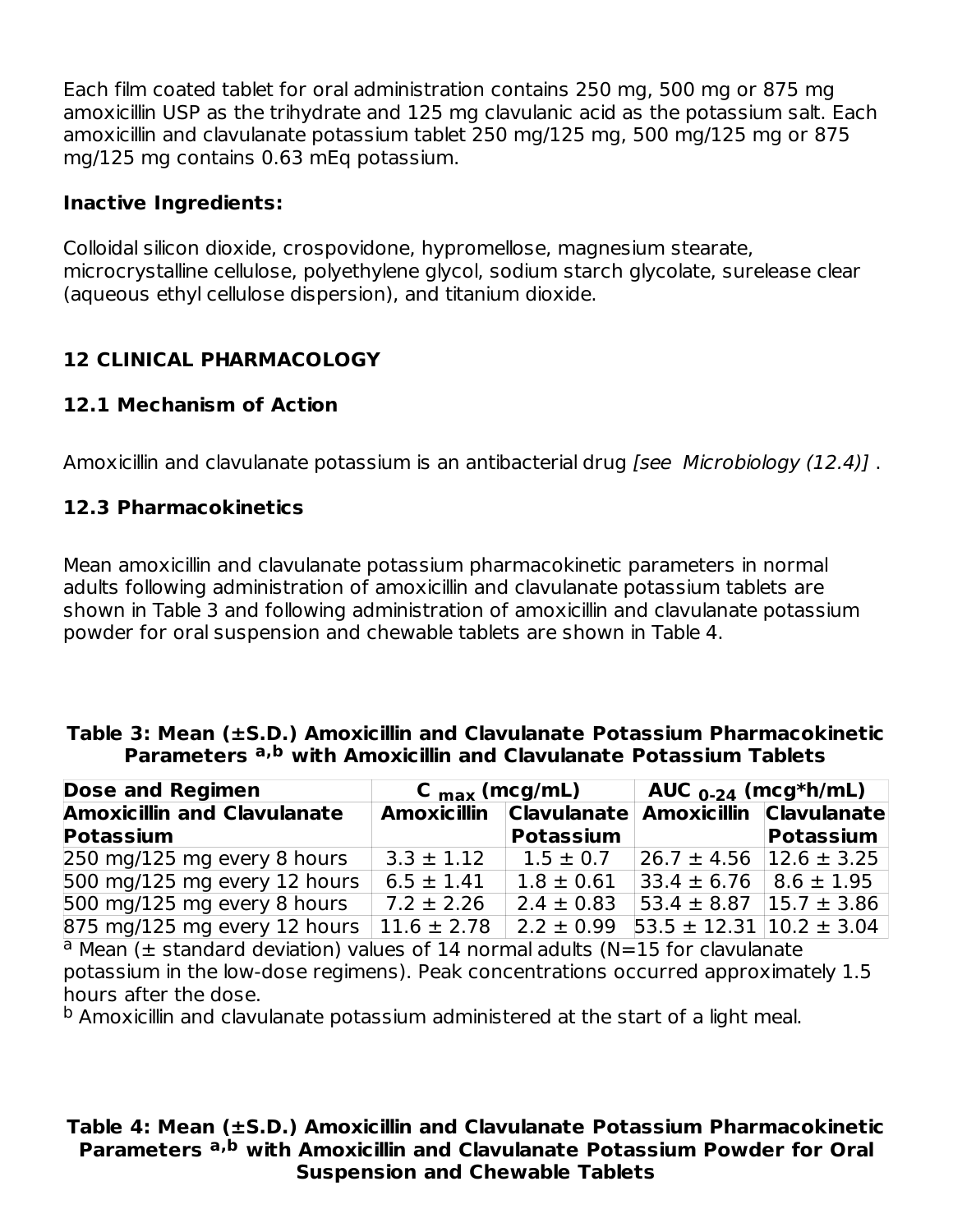Each film coated tablet for oral administration contains 250 mg, 500 mg or 875 mg amoxicillin USP as the trihydrate and 125 mg clavulanic acid as the potassium salt. Each amoxicillin and clavulanate potassium tablet 250 mg/125 mg, 500 mg/125 mg or 875 mg/125 mg contains 0.63 mEq potassium.

**Inactive Ingredients:**

Colloidal silicon dioxide, crospovidone, hypromellose, magnesium stearate, microcrystalline cellulose, polyethylene glycol, sodium starch glycolate, surelease clear (aqueous ethyl cellulose dispersion), and titanium dioxide.

## 12 CLINICAL PHARMACOLOGY

### 12.1 Mechanism of Action

Amoxicillin and clavulanate potassium is an antibacterial drug *[see Microbiology (12.4)]* .

### 12.3 Pharmacokinetics

Mean amoxicillin and clavulanate potassium pharmacokinetic parameters in normal adults following administration of amoxicillin and clavulanate potassium tablets are shown in Table 3 and following administration of amoxicillin and clavulanate potassium powder for oral suspension and chewable tablets are shown in Table 4.

**Table 3: Mean (±S.D.) Amoxicillin and Clavulanate Potassium Pharmacokinetic Parameters [a,b] with Amoxicillin and Clavulanate Potassium Tablets**

| Dose and Regimen | $C_{max}$ (mcg/mL) | | $AUC_{0-24}$ (mcg*h/mL) | |
|---|---|---|---|---|
| Amoxicillin and Clavulanate Potassium | Amoxicillin | Clavulanate Potassium | Amoxicillin | Clavulanate Potassium |
| 250 mg/125 mg every 8 hours | 3.3 ± 1.12 | 1.5 ± 0.7 | 26.7 ± 4.56 | 12.6 ± 3.25 |
| 500 mg/125 mg every 12 hours | 6.5 ± 1.41 | 1.8 ± 0.61 | 33.4 ± 6.76 | 8.6 ± 1.95 |
| 500 mg/125 mg every 8 hours | 7.2 ± 2.26 | 2.4 ± 0.83 | 53.4 ± 8.87 | 15.7 ± 3.86 |
| 875 mg/125 mg every 12 hours | 11.6 ± 2.78 | 2.2 ± 0.99 | 53.5 ± 12.31 | 10.2 ± 3.04 |

[a] Mean (± standard deviation) values of 14 normal adults (N=15 for clavulanate potassium in the low-dose regimens). Peak concentrations occurred approximately 1.5 hours after the dose.

[b] Amoxicillin and clavulanate potassium administered at the start of a light meal.

**Table 4: Mean (±S.D.) Amoxicillin and Clavulanate Potassium Pharmacokinetic Parameters [a,b] with Amoxicillin and Clavulanate Potassium Powder for Oral Suspension and Chewable Tablets**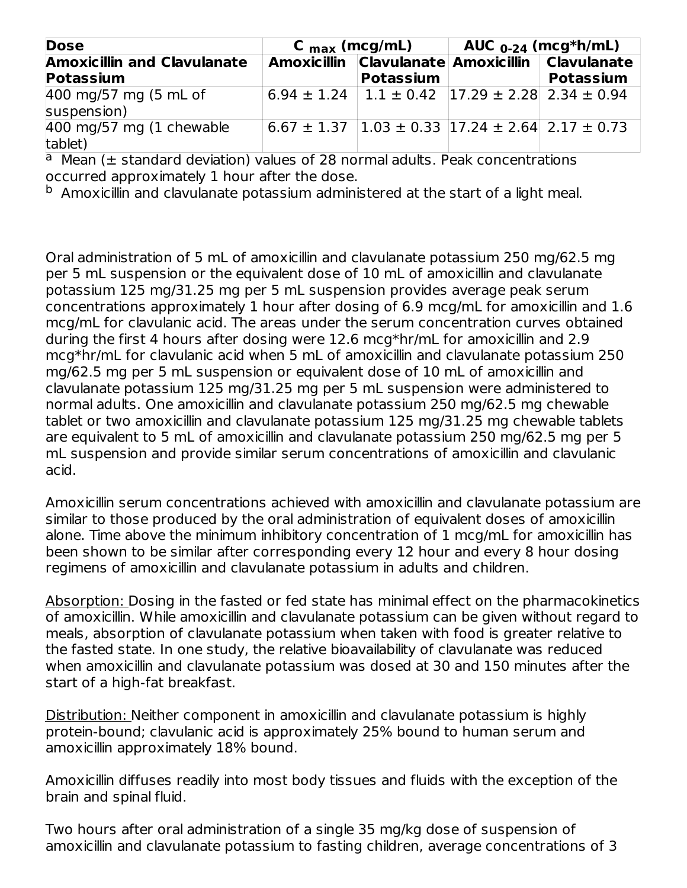| Dose | $C_{max}$ (mcg/mL) | | $AUC_{0-24}$ (mcg*h/mL) | |
|---|---|---|---|---|
| **Amoxicillin and Clavulanate Potassium** | **Amoxicillin** | **Clavulanate Potassium** | **Amoxicillin** | **Clavulanate Potassium** |
| 400 mg/57 mg (5 mL of suspension) | 6.94 ± 1.24 | 1.1 ± 0.42 | 17.29 ± 2.28 | 2.34 ± 0.94 |
| 400 mg/57 mg (1 chewable tablet) | 6.67 ± 1.37 | 1.03 ± 0.33 | 17.24 ± 2.64 | 2.17 ± 0.73 |

[a] Mean (± standard deviation) values of 28 normal adults. Peak concentrations occurred approximately 1 hour after the dose.
[b] Amoxicillin and clavulanate potassium administered at the start of a light meal.

Oral administration of 5 mL of amoxicillin and clavulanate potassium 250 mg/62.5 mg per 5 mL suspension or the equivalent dose of 10 mL of amoxicillin and clavulanate potassium 125 mg/31.25 mg per 5 mL suspension provides average peak serum concentrations approximately 1 hour after dosing of 6.9 mcg/mL for amoxicillin and 1.6 mcg/mL for clavulanic acid. The areas under the serum concentration curves obtained during the first 4 hours after dosing were 12.6 mcg*hr/mL for amoxicillin and 2.9 mcg*hr/mL for clavulanic acid when 5 mL of amoxicillin and clavulanate potassium 250 mg/62.5 mg per 5 mL suspension or equivalent dose of 10 mL of amoxicillin and clavulanate potassium 125 mg/31.25 mg per 5 mL suspension were administered to normal adults. One amoxicillin and clavulanate potassium 250 mg/62.5 mg chewable tablet or two amoxicillin and clavulanate potassium 125 mg/31.25 mg chewable tablets are equivalent to 5 mL of amoxicillin and clavulanate potassium 250 mg/62.5 mg per 5 mL suspension and provide similar serum concentrations of amoxicillin and clavulanic acid.

Amoxicillin serum concentrations achieved with amoxicillin and clavulanate potassium are similar to those produced by the oral administration of equivalent doses of amoxicillin alone. Time above the minimum inhibitory concentration of 1 mcg/mL for amoxicillin has been shown to be similar after corresponding every 12 hour and every 8 hour dosing regimens of amoxicillin and clavulanate potassium in adults and children.

Absorption: Dosing in the fasted or fed state has minimal effect on the pharmacokinetics of amoxicillin. While amoxicillin and clavulanate potassium can be given without regard to meals, absorption of clavulanate potassium when taken with food is greater relative to the fasted state. In one study, the relative bioavailability of clavulanate was reduced when amoxicillin and clavulanate potassium was dosed at 30 and 150 minutes after the start of a high-fat breakfast.

Distribution: Neither component in amoxicillin and clavulanate potassium is highly protein-bound; clavulanic acid is approximately 25% bound to human serum and amoxicillin approximately 18% bound.

Amoxicillin diffuses readily into most body tissues and fluids with the exception of the brain and spinal fluid.

Two hours after oral administration of a single 35 mg/kg dose of suspension of amoxicillin and clavulanate potassium to fasting children, average concentrations of 3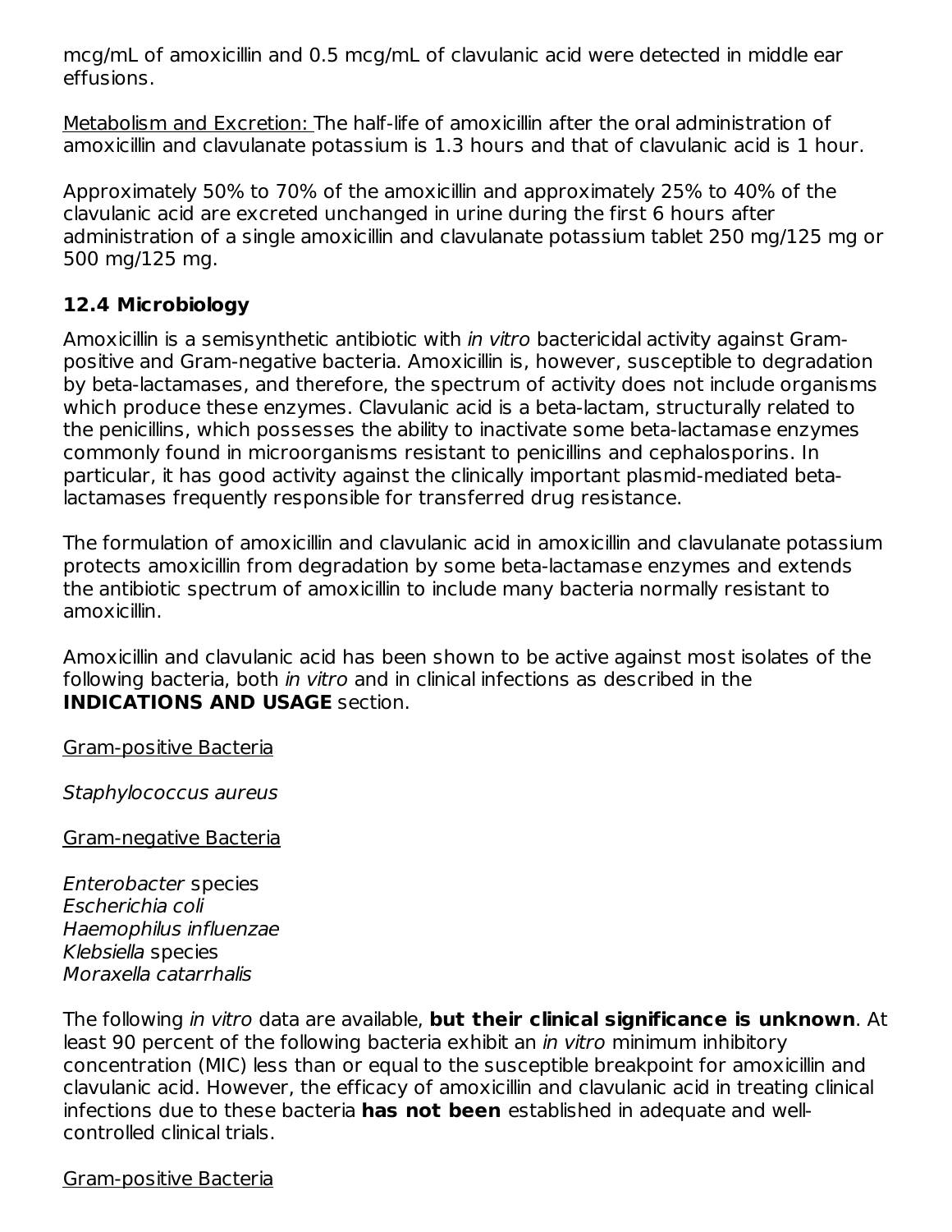mcg/mL of amoxicillin and 0.5 mcg/mL of clavulanic acid were detected in middle ear effusions.

Metabolism and Excretion: The half-life of amoxicillin after the oral administration of amoxicillin and clavulanate potassium is 1.3 hours and that of clavulanic acid is 1 hour.

Approximately 50% to 70% of the amoxicillin and approximately 25% to 40% of the clavulanic acid are excreted unchanged in urine during the first 6 hours after administration of a single amoxicillin and clavulanate potassium tablet 250 mg/125 mg or 500 mg/125 mg.

### 12.4 Microbiology

Amoxicillin is a semisynthetic antibiotic with *in vitro* bactericidal activity against Gram-positive and Gram-negative bacteria. Amoxicillin is, however, susceptible to degradation by beta-lactamases, and therefore, the spectrum of activity does not include organisms which produce these enzymes. Clavulanic acid is a beta-lactam, structurally related to the penicillins, which possesses the ability to inactivate some beta-lactamase enzymes commonly found in microorganisms resistant to penicillins and cephalosporins. In particular, it has good activity against the clinically important plasmid-mediated beta-lactamases frequently responsible for transferred drug resistance.

The formulation of amoxicillin and clavulanic acid in amoxicillin and clavulanate potassium protects amoxicillin from degradation by some beta-lactamase enzymes and extends the antibiotic spectrum of amoxicillin to include many bacteria normally resistant to amoxicillin.

Amoxicillin and clavulanic acid has been shown to be active against most isolates of the following bacteria, both *in vitro* and in clinical infections as described in the **INDICATIONS AND USAGE** section.

Gram-positive Bacteria

*Staphylococcus aureus*

Gram-negative Bacteria

*Enterobacter* species
*Escherichia coli*
*Haemophilus influenzae*
*Klebsiella* species
*Moraxella catarrhalis*

The following *in vitro* data are available, **but their clinical significance is unknown**. At least 90 percent of the following bacteria exhibit an *in vitro* minimum inhibitory concentration (MIC) less than or equal to the susceptible breakpoint for amoxicillin and clavulanic acid. However, the efficacy of amoxicillin and clavulanic acid in treating clinical infections due to these bacteria **has not been** established in adequate and well-controlled clinical trials.

Gram-positive Bacteria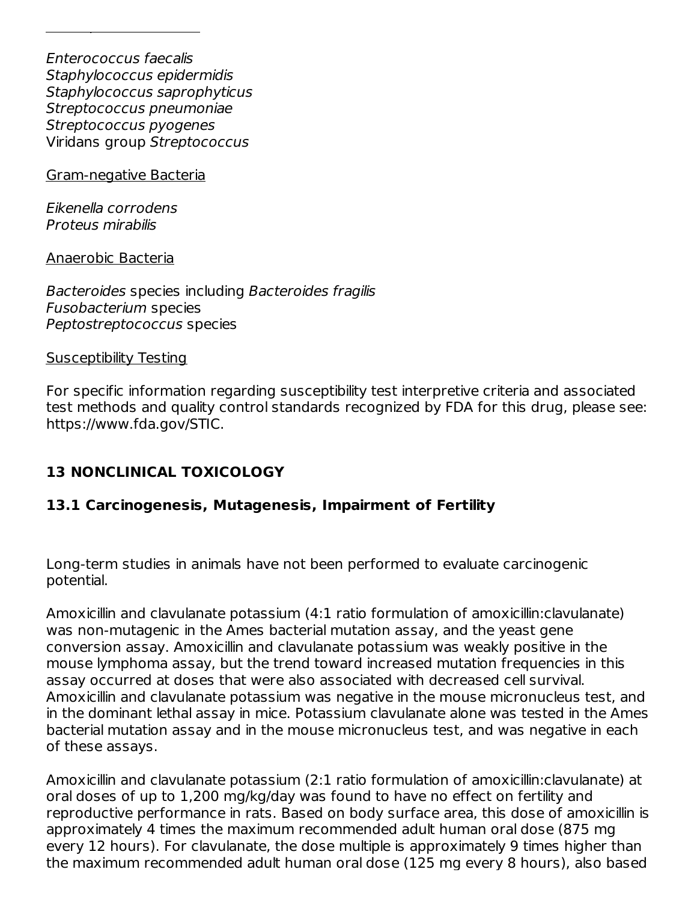*Enterococcus faecalis*
*Staphylococcus epidermidis*
*Staphylococcus saprophyticus*
*Streptococcus pneumoniae*
*Streptococcus pyogenes*
Viridans group *Streptococcus*

Gram-negative Bacteria

*Eikenella corrodens*
*Proteus mirabilis*

Anaerobic Bacteria

*Bacteroides* species including *Bacteroides fragilis*
*Fusobacterium* species
*Peptostreptococcus* species

Susceptibility Testing

For specific information regarding susceptibility test interpretive criteria and associated test methods and quality control standards recognized by FDA for this drug, please see: https://www.fda.gov/STIC.

## 13 NONCLINICAL TOXICOLOGY

### 13.1 Carcinogenesis, Mutagenesis, Impairment of Fertility

Long-term studies in animals have not been performed to evaluate carcinogenic potential.

Amoxicillin and clavulanate potassium (4:1 ratio formulation of amoxicillin:clavulanate) was non-mutagenic in the Ames bacterial mutation assay, and the yeast gene conversion assay. Amoxicillin and clavulanate potassium was weakly positive in the mouse lymphoma assay, but the trend toward increased mutation frequencies in this assay occurred at doses that were also associated with decreased cell survival. Amoxicillin and clavulanate potassium was negative in the mouse micronucleus test, and in the dominant lethal assay in mice. Potassium clavulanate alone was tested in the Ames bacterial mutation assay and in the mouse micronucleus test, and was negative in each of these assays.

Amoxicillin and clavulanate potassium (2:1 ratio formulation of amoxicillin:clavulanate) at oral doses of up to 1,200 mg/kg/day was found to have no effect on fertility and reproductive performance in rats. Based on body surface area, this dose of amoxicillin is approximately 4 times the maximum recommended adult human oral dose (875 mg every 12 hours). For clavulanate, the dose multiple is approximately 9 times higher than the maximum recommended adult human oral dose (125 mg every 8 hours), also based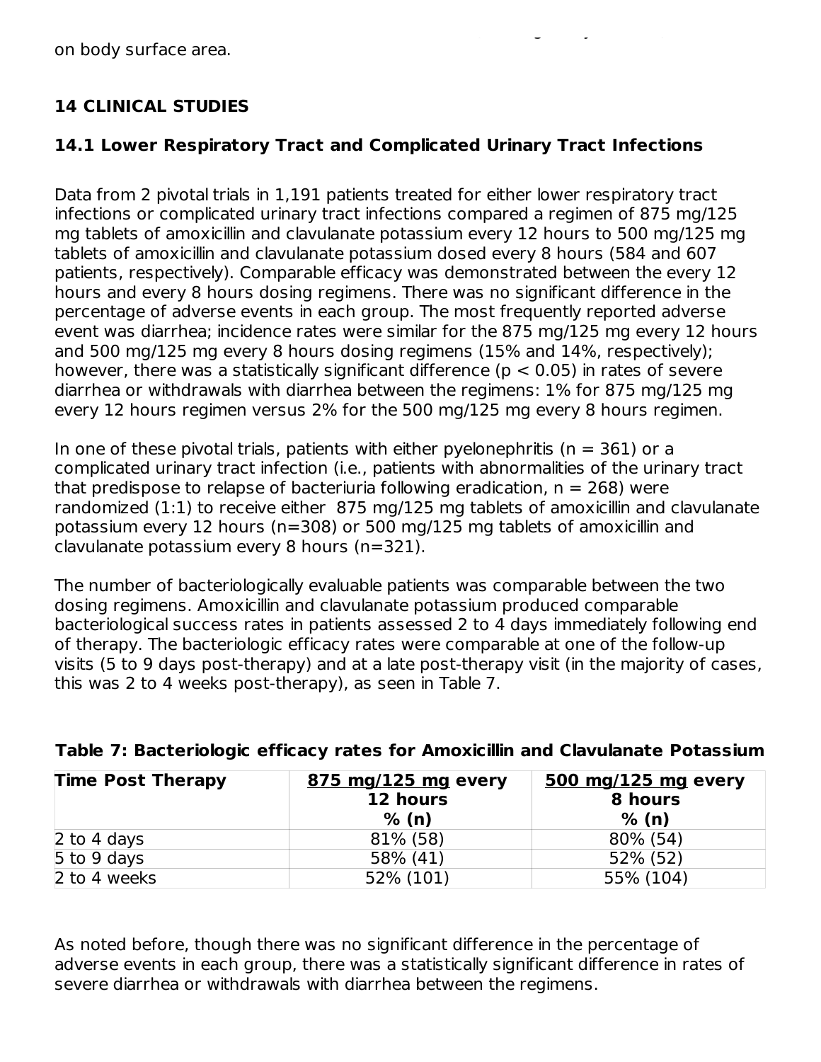on body surface area.

## 14 CLINICAL STUDIES

### 14.1 Lower Respiratory Tract and Complicated Urinary Tract Infections

Data from 2 pivotal trials in 1,191 patients treated for either lower respiratory tract infections or complicated urinary tract infections compared a regimen of 875 mg/125 mg tablets of amoxicillin and clavulanate potassium every 12 hours to 500 mg/125 mg tablets of amoxicillin and clavulanate potassium dosed every 8 hours (584 and 607 patients, respectively). Comparable efficacy was demonstrated between the every 12 hours and every 8 hours dosing regimens. There was no significant difference in the percentage of adverse events in each group. The most frequently reported adverse event was diarrhea; incidence rates were similar for the 875 mg/125 mg every 12 hours and 500 mg/125 mg every 8 hours dosing regimens (15% and 14%, respectively); however, there was a statistically significant difference ($p < 0.05$) in rates of severe diarrhea or withdrawals with diarrhea between the regimens: 1% for 875 mg/125 mg every 12 hours regimen versus 2% for the 500 mg/125 mg every 8 hours regimen.

In one of these pivotal trials, patients with either pyelonephritis (n = 361) or a complicated urinary tract infection (i.e., patients with abnormalities of the urinary tract that predispose to relapse of bacteriuria following eradication, n = 268) were randomized (1:1) to receive either 875 mg/125 mg tablets of amoxicillin and clavulanate potassium every 12 hours (n=308) or 500 mg/125 mg tablets of amoxicillin and clavulanate potassium every 8 hours (n=321).

The number of bacteriologically evaluable patients was comparable between the two dosing regimens. Amoxicillin and clavulanate potassium produced comparable bacteriological success rates in patients assessed 2 to 4 days immediately following end of therapy. The bacteriologic efficacy rates were comparable at one of the follow-up visits (5 to 9 days post-therapy) and at a late post-therapy visit (in the majority of cases, this was 2 to 4 weeks post-therapy), as seen in Table 7.

**Table 7: Bacteriologic efficacy rates for Amoxicillin and Clavulanate Potassium**

| Time Post Therapy | 875 mg/125 mg every 12 hours % (n) | 500 mg/125 mg every 8 hours % (n) |
|---|---|---|
| 2 to 4 days | 81% (58) | 80% (54) |
| 5 to 9 days | 58% (41) | 52% (52) |
| 2 to 4 weeks | 52% (101) | 55% (104) |

As noted before, though there was no significant difference in the percentage of adverse events in each group, there was a statistically significant difference in rates of severe diarrhea or withdrawals with diarrhea between the regimens.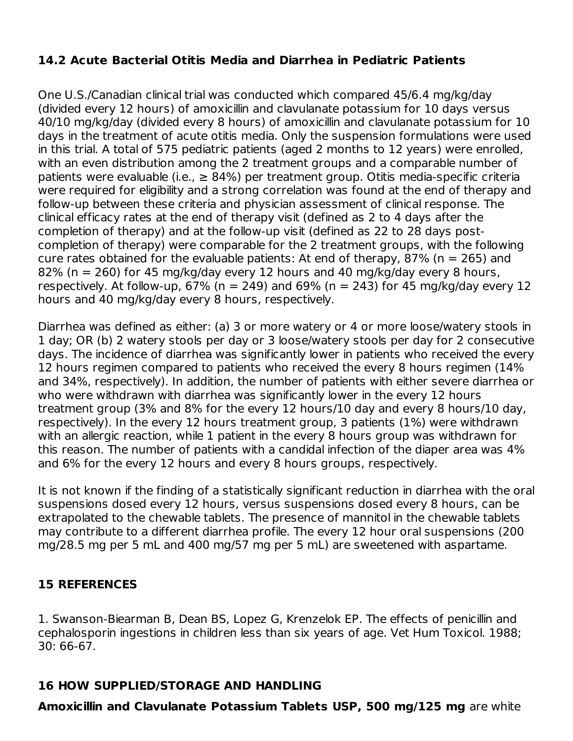### 14.2 Acute Bacterial Otitis Media and Diarrhea in Pediatric Patients

One U.S./Canadian clinical trial was conducted which compared 45/6.4 mg/kg/day (divided every 12 hours) of amoxicillin and clavulanate potassium for 10 days versus 40/10 mg/kg/day (divided every 8 hours) of amoxicillin and clavulanate potassium for 10 days in the treatment of acute otitis media. Only the suspension formulations were used in this trial. A total of 575 pediatric patients (aged 2 months to 12 years) were enrolled, with an even distribution among the 2 treatment groups and a comparable number of patients were evaluable (i.e., ≥ 84%) per treatment group. Otitis media-specific criteria were required for eligibility and a strong correlation was found at the end of therapy and follow-up between these criteria and physician assessment of clinical response. The clinical efficacy rates at the end of therapy visit (defined as 2 to 4 days after the completion of therapy) and at the follow-up visit (defined as 22 to 28 days post-completion of therapy) were comparable for the 2 treatment groups, with the following cure rates obtained for the evaluable patients: At end of therapy, 87% (n = 265) and 82% (n = 260) for 45 mg/kg/day every 12 hours and 40 mg/kg/day every 8 hours, respectively. At follow-up, 67% (n = 249) and 69% (n = 243) for 45 mg/kg/day every 12 hours and 40 mg/kg/day every 8 hours, respectively.

Diarrhea was defined as either: (a) 3 or more watery or 4 or more loose/watery stools in 1 day; OR (b) 2 watery stools per day or 3 loose/watery stools per day for 2 consecutive days. The incidence of diarrhea was significantly lower in patients who received the every 12 hours regimen compared to patients who received the every 8 hours regimen (14% and 34%, respectively). In addition, the number of patients with either severe diarrhea or who were withdrawn with diarrhea was significantly lower in the every 12 hours treatment group (3% and 8% for the every 12 hours/10 day and every 8 hours/10 day, respectively). In the every 12 hours treatment group, 3 patients (1%) were withdrawn with an allergic reaction, while 1 patient in the every 8 hours group was withdrawn for this reason. The number of patients with a candidal infection of the diaper area was 4% and 6% for the every 12 hours and every 8 hours groups, respectively.

It is not known if the finding of a statistically significant reduction in diarrhea with the oral suspensions dosed every 12 hours, versus suspensions dosed every 8 hours, can be extrapolated to the chewable tablets. The presence of mannitol in the chewable tablets may contribute to a different diarrhea profile. The every 12 hour oral suspensions (200 mg/28.5 mg per 5 mL and 400 mg/57 mg per 5 mL) are sweetened with aspartame.

## 15 REFERENCES

1. Swanson-Biearman B, Dean BS, Lopez G, Krenzelok EP. The effects of penicillin and cephalosporin ingestions in children less than six years of age. Vet Hum Toxicol. 1988; 30: 66-67.

## 16 HOW SUPPLIED/STORAGE AND HANDLING

**Amoxicillin and Clavulanate Potassium Tablets USP, 500 mg/125 mg** are white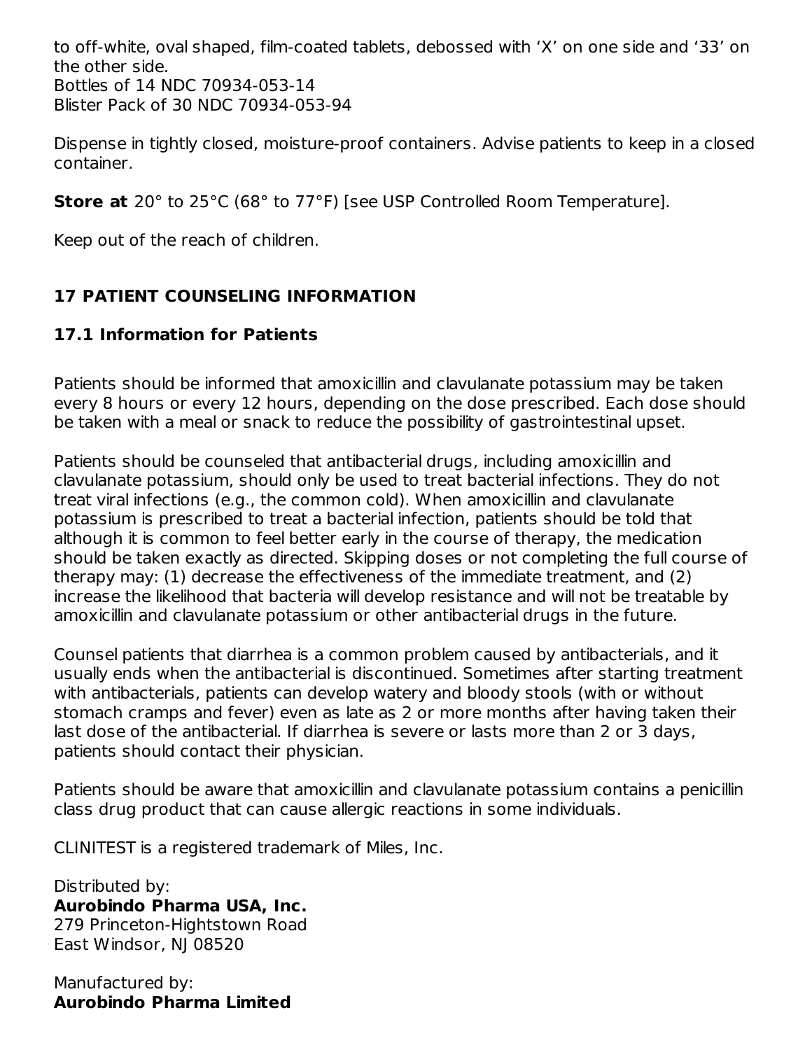to off-white, oval shaped, film-coated tablets, debossed with ‘X’ on one side and ‘33’ on the other side.
Bottles of 14 NDC 70934-053-14
Blister Pack of 30 NDC 70934-053-94

Dispense in tightly closed, moisture-proof containers. Advise patients to keep in a closed container.

**Store at** 20° to 25°C (68° to 77°F) [see USP Controlled Room Temperature].

Keep out of the reach of children.

## 17 PATIENT COUNSELING INFORMATION

### 17.1 Information for Patients

Patients should be informed that amoxicillin and clavulanate potassium may be taken every 8 hours or every 12 hours, depending on the dose prescribed. Each dose should be taken with a meal or snack to reduce the possibility of gastrointestinal upset.

Patients should be counseled that antibacterial drugs, including amoxicillin and clavulanate potassium, should only be used to treat bacterial infections. They do not treat viral infections (e.g., the common cold). When amoxicillin and clavulanate potassium is prescribed to treat a bacterial infection, patients should be told that although it is common to feel better early in the course of therapy, the medication should be taken exactly as directed. Skipping doses or not completing the full course of therapy may: (1) decrease the effectiveness of the immediate treatment, and (2) increase the likelihood that bacteria will develop resistance and will not be treatable by amoxicillin and clavulanate potassium or other antibacterial drugs in the future.

Counsel patients that diarrhea is a common problem caused by antibacterials, and it usually ends when the antibacterial is discontinued. Sometimes after starting treatment with antibacterials, patients can develop watery and bloody stools (with or without stomach cramps and fever) even as late as 2 or more months after having taken their last dose of the antibacterial. If diarrhea is severe or lasts more than 2 or 3 days, patients should contact their physician.

Patients should be aware that amoxicillin and clavulanate potassium contains a penicillin class drug product that can cause allergic reactions in some individuals.

CLINITEST is a registered trademark of Miles, Inc.

Distributed by:
**Aurobindo Pharma USA, Inc.**
279 Princeton-Hightstown Road
East Windsor, NJ 08520

Manufactured by:
**Aurobindo Pharma Limited**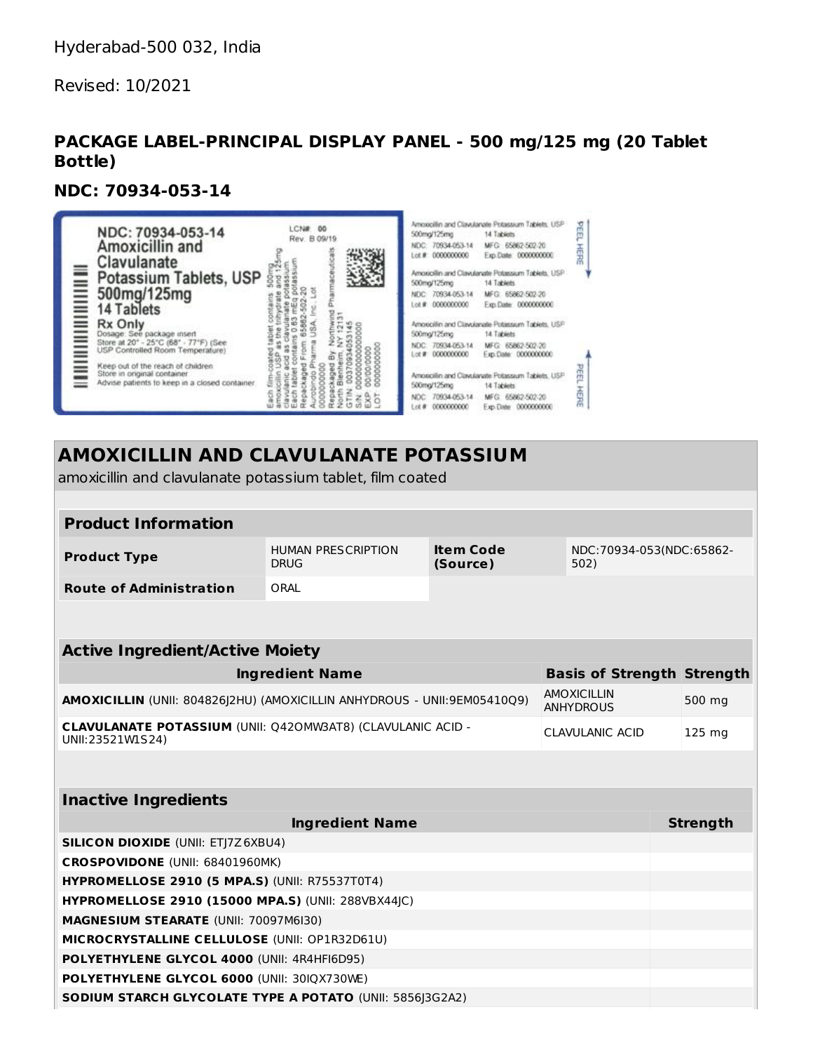Hyderabad-500 032, India

Revised: 10/2021

### PACKAGE LABEL-PRINCIPAL DISPLAY PANEL - 500 mg/125 mg (20 Tablet Bottle)

### NDC: 70934-053-14

NDC: 70934-053-14
Amoxicillin and Clavulanate Potassium Tablets, USP
500mg/125mg
14 Tablets
Rx Only
Dosage: See package insert
Store at 20° - 25°C (68° - 77°F) (See USP Controlled Room Temperature)
Keep out of the reach of children
Store in original container
Advise patients to keep in a closed container

LCN# 00
Rev. B 09/19

Each film-coated tablet contains: 500mg amoxicillin USP as the trihydrate and 125mg clavulanic acid as clavulanate potassium
Each tablet contains 0.63 mEq potassium
Repackaged From: 65862-502-20
Aurobindo Pharma USA, Inc., Lot 0000000000
Repackaged By: Northwind Pharmaceuticals
North Blenheim, NY 12131
GTIN: 00370934053145
S/N: 0000000000000000
EXP: 00/00/0000
LOT: 0000000000

Amoxicillin and Clavulanate Potassium Tablets, USP
500mg/125mg 14 Tablets
NDC: 70934-053-14 MFG: 65862-502-20
Lot #: 0000000000 Exp Date: 0000000000

Amoxicillin and Clavulanate Potassium Tablets, USP
500mg/125mg 14 Tablets
NDC: 70934-053-14 MFG: 65862-502-20
Lot #: 0000000000 Exp Date: 0000000000

Amoxicillin and Clavulanate Potassium Tablets, USP
500mg/125mg 14 Tablets
NDC: 70934-053-14 MFG: 65862-502-20
Lot #: 0000000000 Exp Date: 0000000000

Amoxicillin and Clavulanate Potassium Tablets, USP
500mg/125mg 14 Tablets
NDC: 70934-053-14 MFG: 65862-502-20
Lot #: 0000000000 Exp Date: 0000000000

PEEL HERE

PEEL HERE

## AMOXICILLIN AND CLAVULANATE POTASSIUM

amoxicillin and clavulanate potassium tablet, film coated

| Product Information | | | |
|---|---|---|---|
| **Product Type** | HUMAN PRESCRIPTION DRUG | **Item Code (Source)** | NDC:70934-053(NDC:65862-502) |
| **Route of Administration** | ORAL | | |

| Active Ingredient/Active Moiety | | |
|---|---|---|
| **Ingredient Name** | **Basis of Strength** | **Strength** |
| **AMOXICILLIN** (UNII: 804826J2HU) (AMOXICILLIN ANHYDROUS - UNII:9EM05410Q9) | AMOXICILLIN ANHYDROUS | 500 mg |
| **CLAVULANATE POTASSIUM** (UNII: Q42OMW3AT8) (CLAVULANIC ACID - UNII:23521W1S24) | CLAVULANIC ACID | 125 mg |

| Inactive Ingredients | |
|---|---|
| **Ingredient Name** | **Strength** |
| **SILICON DIOXIDE** (UNII: ETJ7Z6XBU4) | |
| **CROSPOVIDONE** (UNII: 68401960MK) | |
| **HYPROMELLOSE 2910 (5 MPA.S)** (UNII: R75537T0T4) | |
| **HYPROMELLOSE 2910 (15000 MPA.S)** (UNII: 288VBX44JC) | |
| **MAGNESIUM STEARATE** (UNII: 70097M6I30) | |
| **MICROCRYSTALLINE CELLULOSE** (UNII: OP1R32D61U) | |
| **POLYETHYLENE GLYCOL 4000** (UNII: 4R4HFI6D95) | |
| **POLYETHYLENE GLYCOL 6000** (UNII: 30IQX730WE) | |
| **SODIUM STARCH GLYCOLATE TYPE A POTATO** (UNII: 5856J3G2A2) | |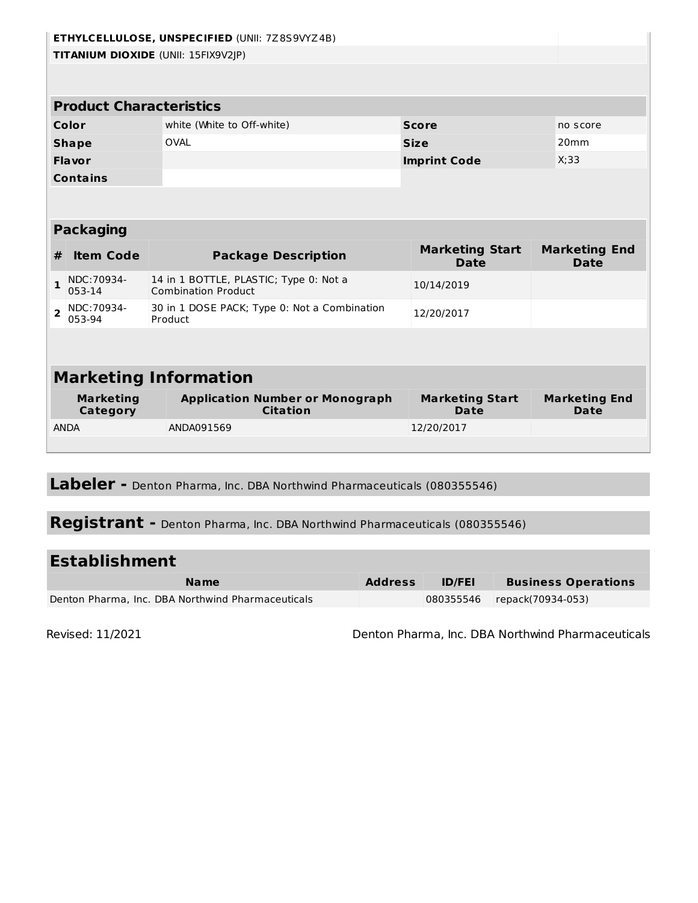| | |
|---|---|
| **ETHYLCELLULOSE, UNSPECIFIED** (UNII: 7Z8S9VYZ4B) | |
| **TITANIUM DIOXIDE** (UNII: 15FIX9V2JP) | |

## Product Characteristics

| | | | |
|---|---|---|---|
| **Color** | white (White to Off-white) | **Score** | no score |
| **Shape** | OVAL | **Size** | 20mm |
| **Flavor** | | **Imprint Code** | X;33 |
| **Contains** | | | |

## Packaging

| # | Item Code | Package Description | Marketing Start Date | Marketing End Date |
|---|---|---|---|---|
| 1 | NDC:70934-053-14 | 14 in 1 BOTTLE, PLASTIC; Type 0: Not a Combination Product | 10/14/2019 | |
| 2 | NDC:70934-053-94 | 30 in 1 DOSE PACK; Type 0: Not a Combination Product | 12/20/2017 | |

## Marketing Information

| Marketing Category | Application Number or Monograph Citation | Marketing Start Date | Marketing End Date |
|---|---|---|---|
| ANDA | ANDA091569 | 12/20/2017 | |

**Labeler -** Denton Pharma, Inc. DBA Northwind Pharmaceuticals (080355546)

**Registrant -** Denton Pharma, Inc. DBA Northwind Pharmaceuticals (080355546)

## Establishment

| Name | Address | ID/FEI | Business Operations |
|---|---|---|---|
| Denton Pharma, Inc. DBA Northwind Pharmaceuticals | | 080355546 | repack(70934-053) |

Revised: 11/2021

Denton Pharma, Inc. DBA Northwind Pharmaceuticals